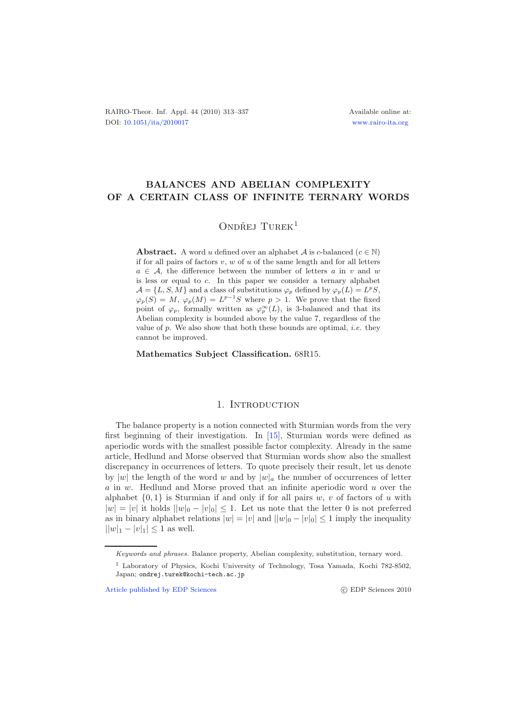# BALANCES AND ABELIAN COMPLEXITY OF A CERTAIN CLASS OF INFINITE TERNARY WORDS

Ondřej Turek[1]

**Abstract.** A word $u$ defined over an alphabet $\mathcal{A}$ is $c$-balanced ($c \in \mathbb{N}$) if for all pairs of factors $v$, $w$ of $u$ of the same length and for all letters $a \in \mathcal{A}$, the difference between the number of letters $a$ in $v$ and $w$ is less or equal to $c$. In this paper we consider a ternary alphabet $\mathcal{A} = \{L, S, M\}$ and a class of substitutions $\varphi_p$ defined by $\varphi_p(L) = L^p S$, $\varphi_p(S) = M$, $\varphi_p(M) = L^{p-1}S$ where $p > 1$. We prove that the fixed point of $\varphi_p$, formally written as $\varphi_p^\infty(L)$, is 3-balanced and that its Abelian complexity is bounded above by the value 7, regardless of the value of $p$. We also show that both these bounds are optimal, *i.e.* they cannot be improved.

**Mathematics Subject Classification.** 68R15.

## 1. Introduction

The balance property is a notion connected with Sturmian words from the very first beginning of their investigation. In [15], Sturmian words were defined as aperiodic words with the smallest possible factor complexity. Already in the same article, Hedlund and Morse observed that Sturmian words show also the smallest discrepancy in occurrences of letters. To quote precisely their result, let us denote by $|w|$ the length of the word $w$ and by $|w|_a$ the number of occurrences of letter $a$ in $w$. Hedlund and Morse proved that an infinite aperiodic word $u$ over the alphabet $\{0, 1\}$ is Sturmian if and only if for all pairs $w$, $v$ of factors of $u$ with $|w| = |v|$ it holds $||w|_0 - |v|_0| \leq 1$. Let us note that the letter 0 is not preferred as in binary alphabet relations $|w| = |v|$ and $||w|_0 - |v|_0| \leq 1$ imply the inequality $||w|_1 - |v|_1| \leq 1$ as well.

---

*Keywords and phrases.* Balance property, Abelian complexity, substitution, ternary word.

[1] Laboratory of Physics, Kochi University of Technology, Tosa Yamada, Kochi 782-8502, Japan; ondrej.turek@kochi-tech.ac.jp

Article published by EDP Sciences © EDP Sciences 2010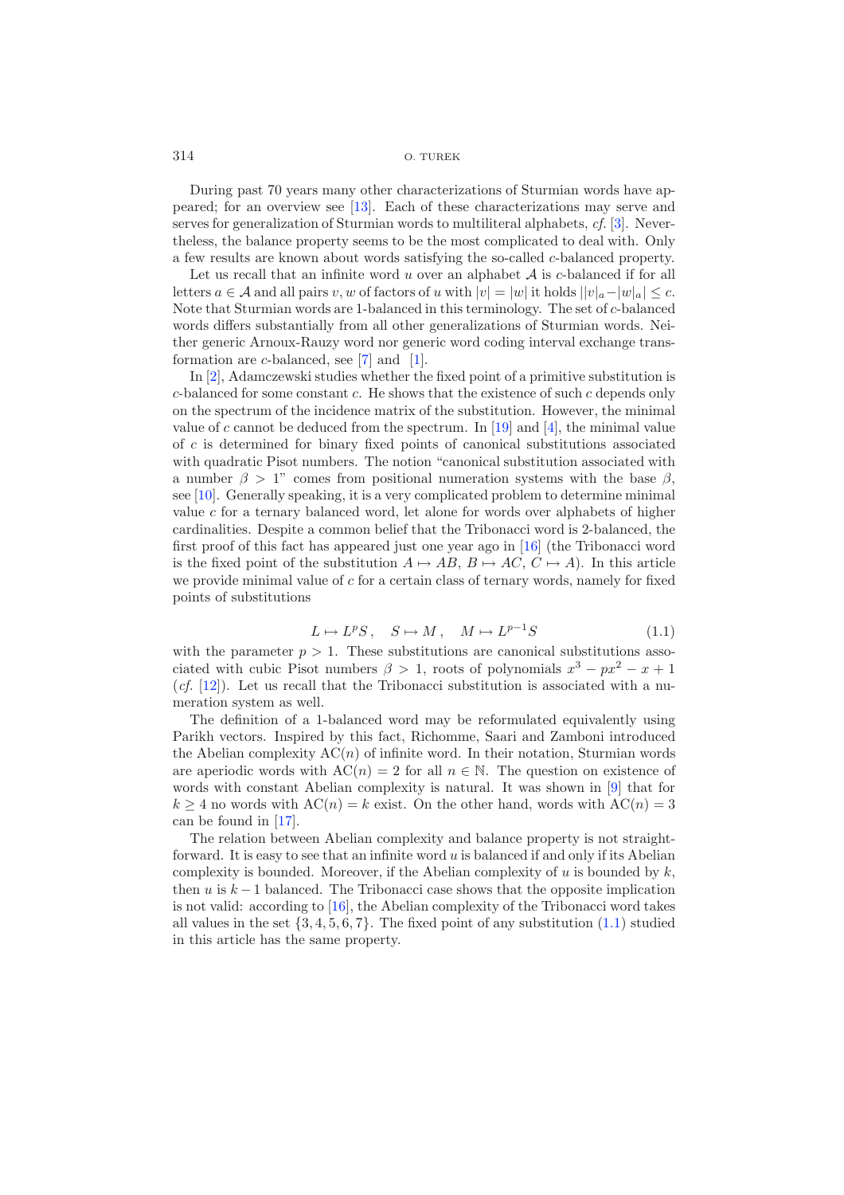During past 70 years many other characterizations of Sturmian words have appeared; for an overview see [13]. Each of these characterizations may serve and serves for generalization of Sturmian words to multiliteral alphabets, *cf.* [3]. Nevertheless, the balance property seems to be the most complicated to deal with. Only a few results are known about words satisfying the so-called $c$-balanced property.

Let us recall that an infinite word $u$ over an alphabet $\mathcal{A}$ is $c$-balanced if for all letters $a \in \mathcal{A}$ and all pairs $v, w$ of factors of $u$ with $|v| = |w|$ it holds $||v|_a - |w|_a| \leq c$. Note that Sturmian words are 1-balanced in this terminology. The set of $c$-balanced words differs substantially from all other generalizations of Sturmian words. Neither generic Arnoux-Rauzy word nor generic word coding interval exchange transformation are $c$-balanced, see [7] and [1].

In [2], Adamczewski studies whether the fixed point of a primitive substitution is $c$-balanced for some constant $c$. He shows that the existence of such $c$ depends only on the spectrum of the incidence matrix of the substitution. However, the minimal value of $c$ cannot be deduced from the spectrum. In [19] and [4], the minimal value of $c$ is determined for binary fixed points of canonical substitutions associated with quadratic Pisot numbers. The notion "canonical substitution associated with a number $\beta > 1$" comes from positional numeration systems with the base $\beta$, see [10]. Generally speaking, it is a very complicated problem to determine minimal value $c$ for a ternary balanced word, let alone for words over alphabets of higher cardinalities. Despite a common belief that the Tribonacci word is 2-balanced, the first proof of this fact has appeared just one year ago in [16] (the Tribonacci word is the fixed point of the substitution $A \mapsto AB$, $B \mapsto AC$, $C \mapsto A$). In this article we provide minimal value of $c$ for a certain class of ternary words, namely for fixed points of substitutions

$$L \mapsto L^p S\,, \quad S \mapsto M\,, \quad M \mapsto L^{p-1} S \tag{1.1}$$

with the parameter $p > 1$. These substitutions are canonical substitutions associated with cubic Pisot numbers $\beta > 1$, roots of polynomials $x^3 - px^2 - x + 1$ (*cf.* [12]). Let us recall that the Tribonacci substitution is associated with a numeration system as well.

The definition of a 1-balanced word may be reformulated equivalently using Parikh vectors. Inspired by this fact, Richomme, Saari and Zamboni introduced the Abelian complexity $\mathrm{AC}(n)$ of infinite word. In their notation, Sturmian words are aperiodic words with $\mathrm{AC}(n) = 2$ for all $n \in \mathbb{N}$. The question on existence of words with constant Abelian complexity is natural. It was shown in [9] that for $k \geq 4$ no words with $\mathrm{AC}(n) = k$ exist. On the other hand, words with $\mathrm{AC}(n) = 3$ can be found in [17].

The relation between Abelian complexity and balance property is not straightforward. It is easy to see that an infinite word $u$ is balanced if and only if its Abelian complexity is bounded. Moreover, if the Abelian complexity of $u$ is bounded by $k$, then $u$ is $k-1$ balanced. The Tribonacci case shows that the opposite implication is not valid: according to [16], the Abelian complexity of the Tribonacci word takes all values in the set $\{3, 4, 5, 6, 7\}$. The fixed point of any substitution (1.1) studied in this article has the same property.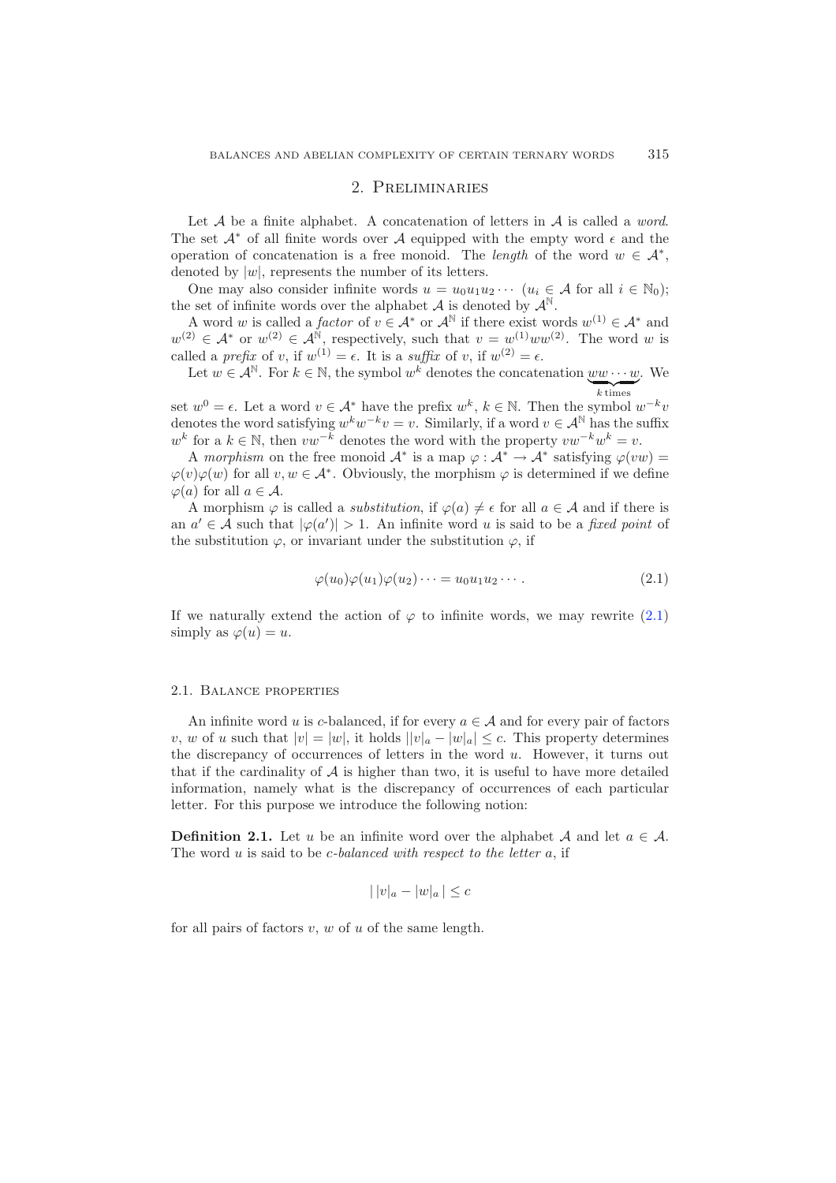## 2. Preliminaries

Let $\mathcal{A}$ be a finite alphabet. A concatenation of letters in $\mathcal{A}$ is called a *word*. The set $\mathcal{A}^*$ of all finite words over $\mathcal{A}$ equipped with the empty word $\epsilon$ and the operation of concatenation is a free monoid. The *length* of the word $w \in \mathcal{A}^*$, denoted by $|w|$, represents the number of its letters.

One may also consider infinite words $u = u_0u_1u_2\cdots$ ($u_i \in \mathcal{A}$ for all $i \in \mathbb{N}_0$); the set of infinite words over the alphabet $\mathcal{A}$ is denoted by $\mathcal{A}^{\mathbb{N}}$.

A word $w$ is called a *factor* of $v \in \mathcal{A}^*$ or $\mathcal{A}^{\mathbb{N}}$ if there exist words $w^{(1)} \in \mathcal{A}^*$ and $w^{(2)} \in \mathcal{A}^*$ or $w^{(2)} \in \mathcal{A}^{\mathbb{N}}$, respectively, such that $v = w^{(1)}ww^{(2)}$. The word $w$ is called a *prefix* of $v$, if $w^{(1)} = \epsilon$. It is a *suffix* of $v$, if $w^{(2)} = \epsilon$.

Let $w \in \mathcal{A}^{\mathbb{N}}$. For $k \in \mathbb{N}$, the symbol $w^k$ denotes the concatenation $\underbrace{ww\cdots w}_{k \text{ times}}$. We set $w^0 = \epsilon$. Let a word $v \in \mathcal{A}^*$ have the prefix $w^k$, $k \in \mathbb{N}$. Then the symbol $w^{-k}v$ denotes the word satisfying $w^kw^{-k}v = v$. Similarly, if a word $v \in \mathcal{A}^{\mathbb{N}}$ has the suffix $w^k$ for a $k \in \mathbb{N}$, then $vw^{-k}$ denotes the word with the property $vw^{-k}w^k = v$.

A *morphism* on the free monoid $\mathcal{A}^*$ is a map $\varphi : \mathcal{A}^* \to \mathcal{A}^*$ satisfying $\varphi(vw) = \varphi(v)\varphi(w)$ for all $v, w \in \mathcal{A}^*$. Obviously, the morphism $\varphi$ is determined if we define $\varphi(a)$ for all $a \in \mathcal{A}$.

A morphism $\varphi$ is called a *substitution*, if $\varphi(a) \neq \epsilon$ for all $a \in \mathcal{A}$ and if there is an $a' \in \mathcal{A}$ such that $|\varphi(a')| > 1$. An infinite word $u$ is said to be a *fixed point* of the substitution $\varphi$, or invariant under the substitution $\varphi$, if

$$\varphi(u_0)\varphi(u_1)\varphi(u_2)\cdots = u_0u_1u_2\cdots. \tag{2.1}$$

If we naturally extend the action of $\varphi$ to infinite words, we may rewrite (2.1) simply as $\varphi(u) = u$.

### 2.1. Balance properties

An infinite word $u$ is $c$-balanced, if for every $a \in \mathcal{A}$ and for every pair of factors $v$, $w$ of $u$ such that $|v| = |w|$, it holds $||v|_a - |w|_a| \leq c$. This property determines the discrepancy of occurrences of letters in the word $u$. However, it turns out that if the cardinality of $\mathcal{A}$ is higher than two, it is useful to have more detailed information, namely what is the discrepancy of occurrences of each particular letter. For this purpose we introduce the following notion:

**Definition 2.1.** Let $u$ be an infinite word over the alphabet $\mathcal{A}$ and let $a \in \mathcal{A}$. The word $u$ is said to be *$c$-balanced with respect to the letter $a$*, if

$$|\,|v|_a - |w|_a\,| \leq c$$

for all pairs of factors $v$, $w$ of $u$ of the same length.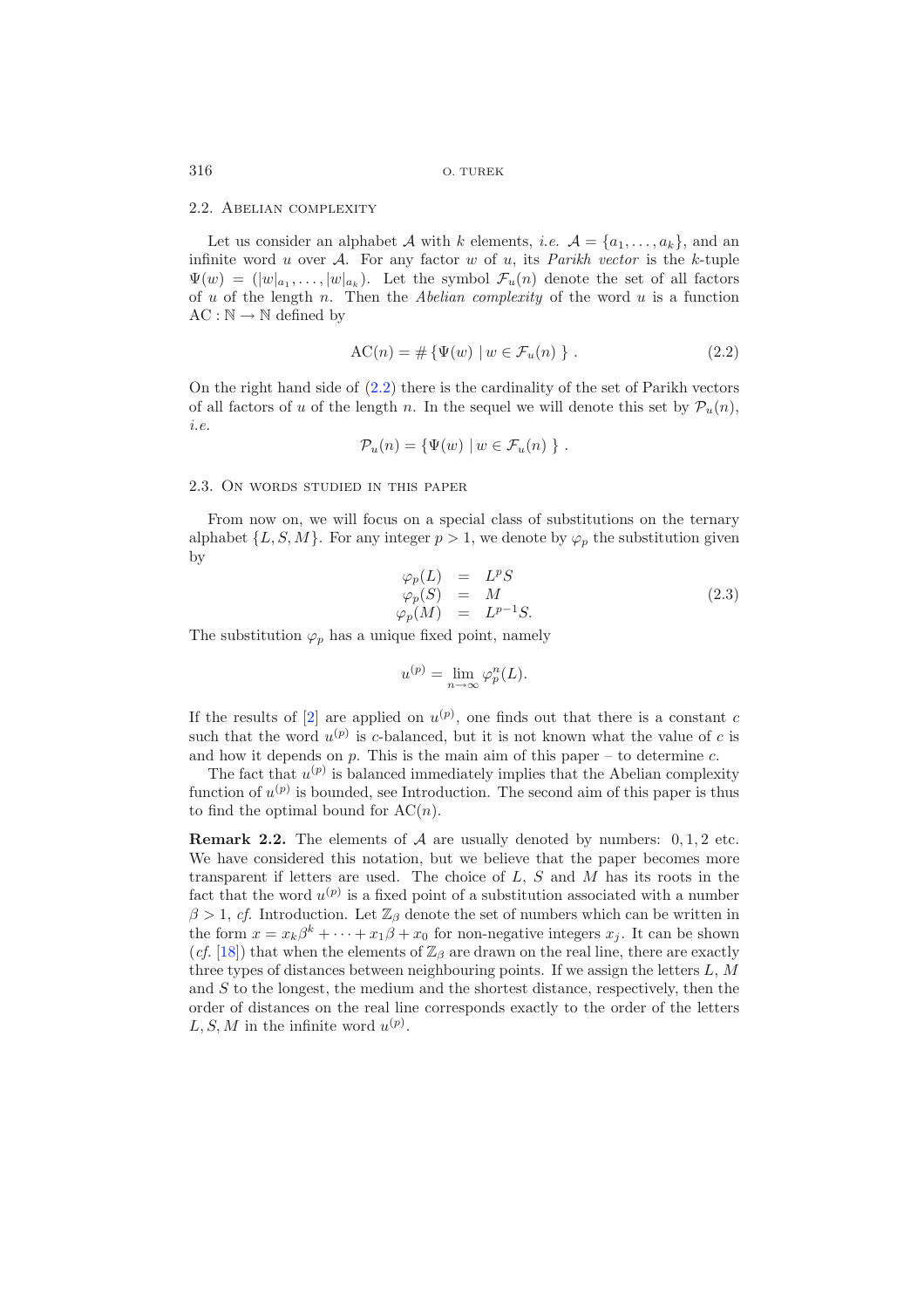### 2.2. Abelian complexity

Let us consider an alphabet $\mathcal{A}$ with $k$ elements, *i.e.* $\mathcal{A} = \{a_1, \ldots, a_k\}$, and an infinite word $u$ over $\mathcal{A}$. For any factor $w$ of $u$, its *Parikh vector* is the $k$-tuple $\Psi(w) = (|w|_{a_1}, \ldots, |w|_{a_k})$. Let the symbol $\mathcal{F}_u(n)$ denote the set of all factors of $u$ of the length $n$. Then the *Abelian complexity* of the word $u$ is a function $\mathrm{AC} : \mathbb{N} \to \mathbb{N}$ defined by

$$\mathrm{AC}(n) = \#\left\{\Psi(w) \mid w \in \mathcal{F}_u(n)\right\} . \tag{2.2}$$

On the right hand side of (2.2) there is the cardinality of the set of Parikh vectors of all factors of $u$ of the length $n$. In the sequel we will denote this set by $\mathcal{P}_u(n)$, *i.e.*

$$\mathcal{P}_u(n) = \left\{\Psi(w) \mid w \in \mathcal{F}_u(n)\right\} .$$

### 2.3. On words studied in this paper

From now on, we will focus on a special class of substitutions on the ternary alphabet $\{L, S, M\}$. For any integer $p > 1$, we denote by $\varphi_p$ the substitution given by

$$\begin{array}{rcl} \varphi_p(L) & = & L^p S \\ \varphi_p(S) & = & M \\ \varphi_p(M) & = & L^{p-1} S. \end{array} \tag{2.3}$$

The substitution $\varphi_p$ has a unique fixed point, namely

$$u^{(p)} = \lim_{n\to\infty} \varphi_p^n(L).$$

If the results of [2] are applied on $u^{(p)}$, one finds out that there is a constant $c$ such that the word $u^{(p)}$ is $c$-balanced, but it is not known what the value of $c$ is and how it depends on $p$. This is the main aim of this paper – to determine $c$.

The fact that $u^{(p)}$ is balanced immediately implies that the Abelian complexity function of $u^{(p)}$ is bounded, see Introduction. The second aim of this paper is thus to find the optimal bound for $\mathrm{AC}(n)$.

**Remark 2.2.** The elements of $\mathcal{A}$ are usually denoted by numbers: $0, 1, 2$ etc. We have considered this notation, but we believe that the paper becomes more transparent if letters are used. The choice of $L$, $S$ and $M$ has its roots in the fact that the word $u^{(p)}$ is a fixed point of a substitution associated with a number $\beta > 1$, *cf.* Introduction. Let $\mathbb{Z}_\beta$ denote the set of numbers which can be written in the form $x = x_k\beta^k + \cdots + x_1\beta + x_0$ for non-negative integers $x_j$. It can be shown (*cf.* [18]) that when the elements of $\mathbb{Z}_\beta$ are drawn on the real line, there are exactly three types of distances between neighbouring points. If we assign the letters $L$, $M$ and $S$ to the longest, the medium and the shortest distance, respectively, then the order of distances on the real line corresponds exactly to the order of the letters $L, S, M$ in the infinite word $u^{(p)}$.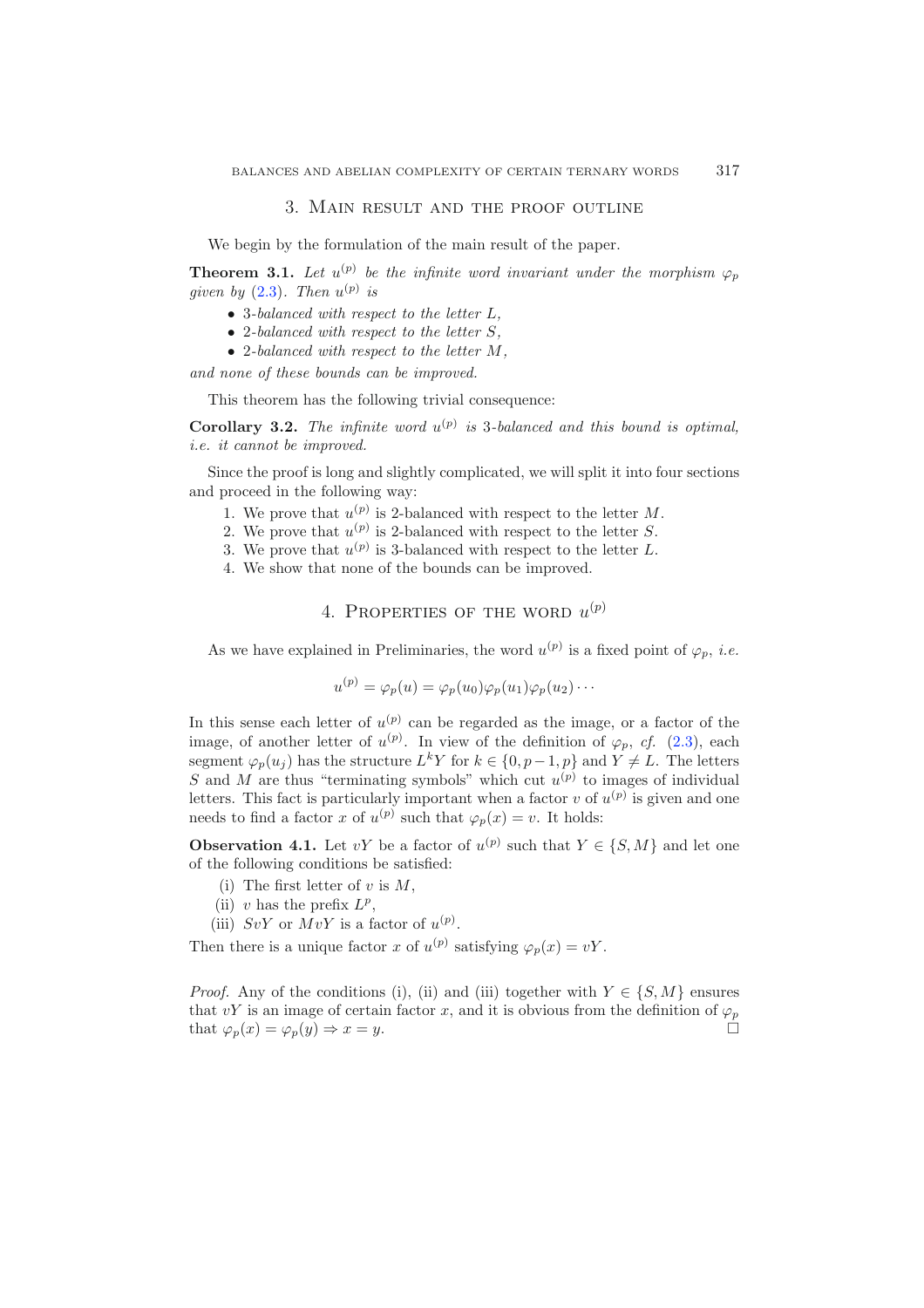## 3. Main result and the proof outline

We begin by the formulation of the main result of the paper.

**Theorem 3.1.** *Let $u^{(p)}$ be the infinite word invariant under the morphism $\varphi_p$ given by (2.3). Then $u^{(p)}$ is*

- *3-balanced with respect to the letter $L$,*
- *2-balanced with respect to the letter $S$,*
- *2-balanced with respect to the letter $M$,*

*and none of these bounds can be improved.*

This theorem has the following trivial consequence:

**Corollary 3.2.** *The infinite word $u^{(p)}$ is 3-balanced and this bound is optimal, i.e. it cannot be improved.*

Since the proof is long and slightly complicated, we will split it into four sections and proceed in the following way:

1. We prove that $u^{(p)}$ is 2-balanced with respect to the letter $M$.
2. We prove that $u^{(p)}$ is 2-balanced with respect to the letter $S$.
3. We prove that $u^{(p)}$ is 3-balanced with respect to the letter $L$.
4. We show that none of the bounds can be improved.

## 4. Properties of the word $u^{(p)}$

As we have explained in Preliminaries, the word $u^{(p)}$ is a fixed point of $\varphi_p$, *i.e.*

$$u^{(p)} = \varphi_p(u) = \varphi_p(u_0)\varphi_p(u_1)\varphi_p(u_2)\cdots$$

In this sense each letter of $u^{(p)}$ can be regarded as the image, or a factor of the image, of another letter of $u^{(p)}$. In view of the definition of $\varphi_p$, *cf.* (2.3), each segment $\varphi_p(u_j)$ has the structure $L^kY$ for $k \in \{0, p-1, p\}$ and $Y \neq L$. The letters $S$ and $M$ are thus "terminating symbols" which cut $u^{(p)}$ to images of individual letters. This fact is particularly important when a factor $v$ of $u^{(p)}$ is given and one needs to find a factor $x$ of $u^{(p)}$ such that $\varphi_p(x) = v$. It holds:

**Observation 4.1.** Let $vY$ be a factor of $u^{(p)}$ such that $Y \in \{S, M\}$ and let one of the following conditions be satisfied:

(i) The first letter of $v$ is $M$,

(ii) $v$ has the prefix $L^p$,

(iii) $SvY$ or $MvY$ is a factor of $u^{(p)}$.

Then there is a unique factor $x$ of $u^{(p)}$ satisfying $\varphi_p(x) = vY$.

*Proof.* Any of the conditions (i), (ii) and (iii) together with $Y \in \{S, M\}$ ensures that $vY$ is an image of certain factor $x$, and it is obvious from the definition of $\varphi_p$ that $\varphi_p(x) = \varphi_p(y) \Rightarrow x = y$. □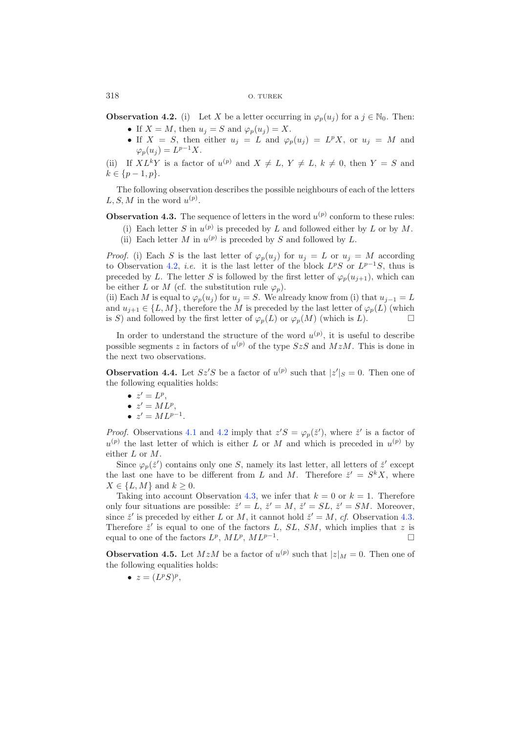**Observation 4.2.** (i) Let $X$ be a letter occurring in $\varphi_p(u_j)$ for a $j \in \mathbb{N}_0$. Then:

- If $X = M$, then $u_j = S$ and $\varphi_p(u_j) = X$.
- If $X = S$, then either $u_j = L$ and $\varphi_p(u_j) = L^p X$, or $u_j = M$ and $\varphi_p(u_j) = L^{p-1} X$.

(ii) If $XL^kY$ is a factor of $u^{(p)}$ and $X \neq L$, $Y \neq L$, $k \neq 0$, then $Y = S$ and $k \in \{p-1, p\}$.

The following observation describes the possible neighbours of each of the letters $L, S, M$ in the word $u^{(p)}$.

**Observation 4.3.** The sequence of letters in the word $u^{(p)}$ conform to these rules:

(i) Each letter $S$ in $u^{(p)}$ is preceded by $L$ and followed either by $L$ or by $M$.
(ii) Each letter $M$ in $u^{(p)}$ is preceded by $S$ and followed by $L$.

*Proof.* (i) Each $S$ is the last letter of $\varphi_p(u_j)$ for $u_j = L$ or $u_j = M$ according to Observation 4.2, *i.e.* it is the last letter of the block $L^pS$ or $L^{p-1}S$, thus is preceded by $L$. The letter $S$ is followed by the first letter of $\varphi_p(u_{j+1})$, which can be either $L$ or $M$ (cf. the substitution rule $\varphi_p$).
(ii) Each $M$ is equal to $\varphi_p(u_j)$ for $u_j = S$. We already know from (i) that $u_{j-1} = L$ and $u_{j+1} \in \{L, M\}$, therefore the $M$ is preceded by the last letter of $\varphi_p(L)$ (which is $S$) and followed by the first letter of $\varphi_p(L)$ or $\varphi_p(M)$ (which is $L$). □

In order to understand the structure of the word $u^{(p)}$, it is useful to describe possible segments $z$ in factors of $u^{(p)}$ of the type $SzS$ and $MzM$. This is done in the next two observations.

**Observation 4.4.** Let $Sz'S$ be a factor of $u^{(p)}$ such that $|z'|_S = 0$. Then one of the following equalities holds:

- $z' = L^p$,
- $z' = ML^p$,
- $z' = ML^{p-1}$.

*Proof.* Observations 4.1 and 4.2 imply that $z'S = \varphi_p(\check{z}')$, where $\check{z}'$ is a factor of $u^{(p)}$ the last letter of which is either $L$ or $M$ and which is preceded in $u^{(p)}$ by either $L$ or $M$.

Since $\varphi_p(\check{z}')$ contains only one $S$, namely its last letter, all letters of $\check{z}'$ except the last one have to be different from $L$ and $M$. Therefore $\check{z}' = S^kX$, where $X \in \{L, M\}$ and $k \geq 0$.

Taking into account Observation 4.3, we infer that $k = 0$ or $k = 1$. Therefore only four situations are possible: $\check{z}' = L$, $\check{z}' = M$, $\check{z}' = SL$, $\check{z}' = SM$. Moreover, since $\check{z}'$ is preceded by either $L$ or $M$, it cannot hold $\check{z}' = M$, *cf.* Observation 4.3. Therefore $\check{z}'$ is equal to one of the factors $L$, $SL$, $SM$, which implies that $z$ is equal to one of the factors $L^p$, $ML^p$, $ML^{p-1}$. □

**Observation 4.5.** Let $MzM$ be a factor of $u^{(p)}$ such that $|z|_M = 0$. Then one of the following equalities holds:

- $z = (L^pS)^p$,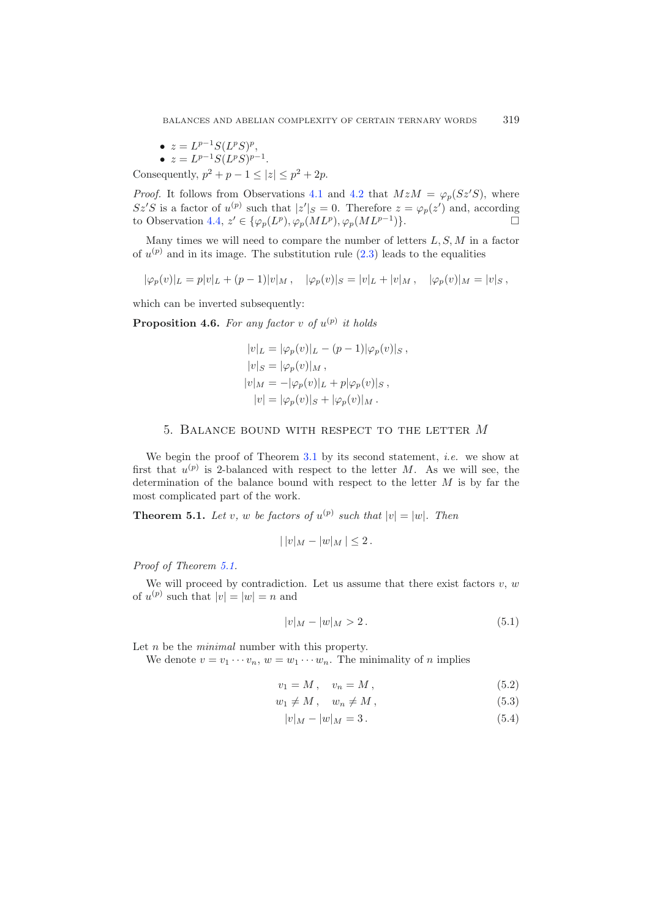- $z = L^{p-1}S(L^pS)^p$,
- $z = L^{p-1}S(L^pS)^{p-1}$.

Consequently, $p^2 + p - 1 \leq |z| \leq p^2 + 2p$.

*Proof.* It follows from Observations 4.1 and 4.2 that $MzM = \varphi_p(Sz'S)$, where $Sz'S$ is a factor of $u^{(p)}$ such that $|z'|_S = 0$. Therefore $z = \varphi_p(z')$ and, according to Observation 4.4, $z' \in \{\varphi_p(L^p), \varphi_p(ML^p), \varphi_p(ML^{p-1})\}$. □

Many times we will need to compare the number of letters $L, S, M$ in a factor of $u^{(p)}$ and in its image. The substitution rule (2.3) leads to the equalities

$$|\varphi_p(v)|_L = p|v|_L + (p-1)|v|_M\,, \quad |\varphi_p(v)|_S = |v|_L + |v|_M\,, \quad |\varphi_p(v)|_M = |v|_S\,,$$

which can be inverted subsequently:

**Proposition 4.6.** *For any factor $v$ of $u^{(p)}$ it holds*

$$\begin{aligned}
|v|_L &= |\varphi_p(v)|_L - (p-1)|\varphi_p(v)|_S\,,\\
|v|_S &= |\varphi_p(v)|_M\,,\\
|v|_M &= -|\varphi_p(v)|_L + p|\varphi_p(v)|_S\,,\\
|v| &= |\varphi_p(v)|_S + |\varphi_p(v)|_M\,.
\end{aligned}$$

## 5. Balance bound with respect to the letter $M$

We begin the proof of Theorem 3.1 by its second statement, *i.e.* we show at first that $u^{(p)}$ is 2-balanced with respect to the letter $M$. As we will see, the determination of the balance bound with respect to the letter $M$ is by far the most complicated part of the work.

**Theorem 5.1.** *Let $v$, $w$ be factors of $u^{(p)}$ such that $|v| = |w|$. Then*

$$|\,|v|_M - |w|_M\,| \leq 2\,.$$

*Proof of Theorem 5.1.*

We will proceed by contradiction. Let us assume that there exist factors $v$, $w$ of $u^{(p)}$ such that $|v| = |w| = n$ and

$$|v|_M - |w|_M > 2\,. \tag{5.1}$$

Let $n$ be the *minimal* number with this property.

We denote $v = v_1 \cdots v_n$, $w = w_1 \cdots w_n$. The minimality of $n$ implies

$$v_1 = M\,, \quad v_n = M\,, \tag{5.2}$$

$$w_1 \neq M\,, \quad w_n \neq M\,, \tag{5.3}$$

$$|v|_M - |w|_M = 3\,. \tag{5.4}$$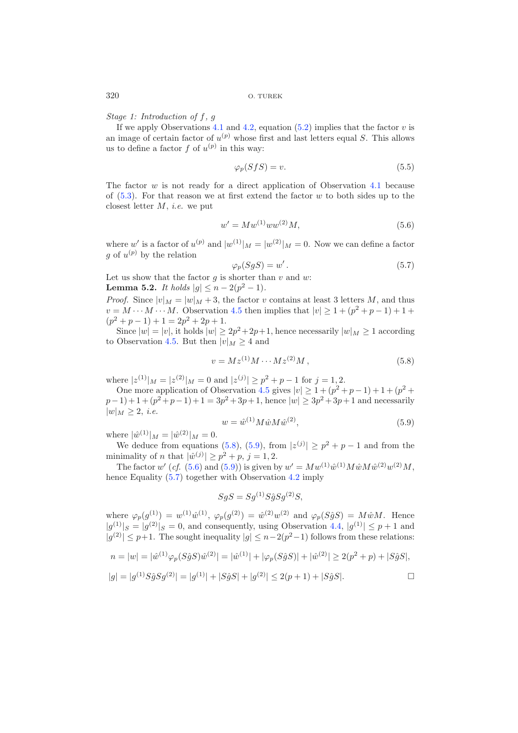*Stage 1: Introduction of $f$, $g$*

If we apply Observations 4.1 and 4.2, equation (5.2) implies that the factor $v$ is an image of certain factor of $u^{(p)}$ whose first and last letters equal $S$. This allows us to define a factor $f$ of $u^{(p)}$ in this way:

$$\varphi_p(SfS) = v. \tag{5.5}$$

The factor $w$ is not ready for a direct application of Observation 4.1 because of (5.3). For that reason we at first extend the factor $w$ to both sides up to the closest letter $M$, *i.e.* we put

$$w' = Mw^{(1)}ww^{(2)}M, \tag{5.6}$$

where $w'$ is a factor of $u^{(p)}$ and $|w^{(1)}|_M = |w^{(2)}|_M = 0$. Now we can define a factor $g$ of $u^{(p)}$ by the relation

$$\varphi_p(SgS) = w'. \tag{5.7}$$

Let us show that the factor $g$ is shorter than $v$ and $w$:

**Lemma 5.2.** *It holds $|g| \leq n - 2(p^2 - 1)$.*

*Proof.* Since $|v|_M = |w|_M + 3$, the factor $v$ contains at least 3 letters $M$, and thus $v = M \cdots M \cdots M$. Observation 4.5 then implies that $|v| \geq 1 + (p^2 + p - 1) + 1 + (p^2 + p - 1) + 1 = 2p^2 + 2p + 1$.

Since $|w| = |v|$, it holds $|w| \geq 2p^2 + 2p + 1$, hence necessarily $|w|_M \geq 1$ according to Observation 4.5. But then $|v|_M \geq 4$ and

$$v = Mz^{(1)}M \cdots Mz^{(2)}M, \tag{5.8}$$

where $|z^{(1)}|_M = |z^{(2)}|_M = 0$ and $|z^{(j)}| \geq p^2 + p - 1$ for $j = 1, 2$.

One more application of Observation 4.5 gives $|v| \geq 1 + (p^2 + p - 1) + 1 + (p^2 + p - 1) + 1 + (p^2 + p - 1) + 1 = 3p^2 + 3p + 1$, hence $|w| \geq 3p^2 + 3p + 1$ and necessarily $|w|_M \geq 2$, *i.e.*

$$w = \hat{w}^{(1)} M \hat{w} M \hat{w}^{(2)}, \tag{5.9}$$

where $|\hat{w}^{(1)}|_M = |\hat{w}^{(2)}|_M = 0$.

We deduce from equations (5.8), (5.9), from $|z^{(j)}| \geq p^2 + p - 1$ and from the minimality of $n$ that $|\hat{w}^{(j)}| \geq p^2 + p$, $j = 1, 2$.

The factor $w'$ (*cf.* (5.6) and (5.9)) is given by $w' = Mw^{(1)}\hat{w}^{(1)}M\hat{w}M\hat{w}^{(2)}w^{(2)}M$, hence Equality (5.7) together with Observation 4.2 imply

$$SgS = Sg^{(1)}S\hat{g}Sg^{(2)}S,$$

where $\varphi_p(g^{(1)}) = w^{(1)}\hat{w}^{(1)}$, $\varphi_p(g^{(2)}) = \hat{w}^{(2)}w^{(2)}$ and $\varphi_p(S\hat{g}S) = M\hat{w}M$. Hence $|g^{(1)}|_S = |g^{(2)}|_S = 0$, and consequently, using Observation 4.4, $|g^{(1)}| \leq p + 1$ and $|g^{(2)}| \leq p + 1$. The sought inequality $|g| \leq n - 2(p^2 - 1)$ follows from these relations:

$$n = |w| = |\hat{w}^{(1)}\varphi_p(S\hat{g}S)\hat{w}^{(2)}| = |\hat{w}^{(1)}| + |\varphi_p(S\hat{g}S)| + |\hat{w}^{(2)}| \geq 2(p^2 + p) + |S\hat{g}S|,$$

$$|g| = |g^{(1)}S\hat{g}Sg^{(2)}| = |g^{(1)}| + |S\hat{g}S| + |g^{(2)}| \leq 2(p + 1) + |S\hat{g}S|. \qquad \square$$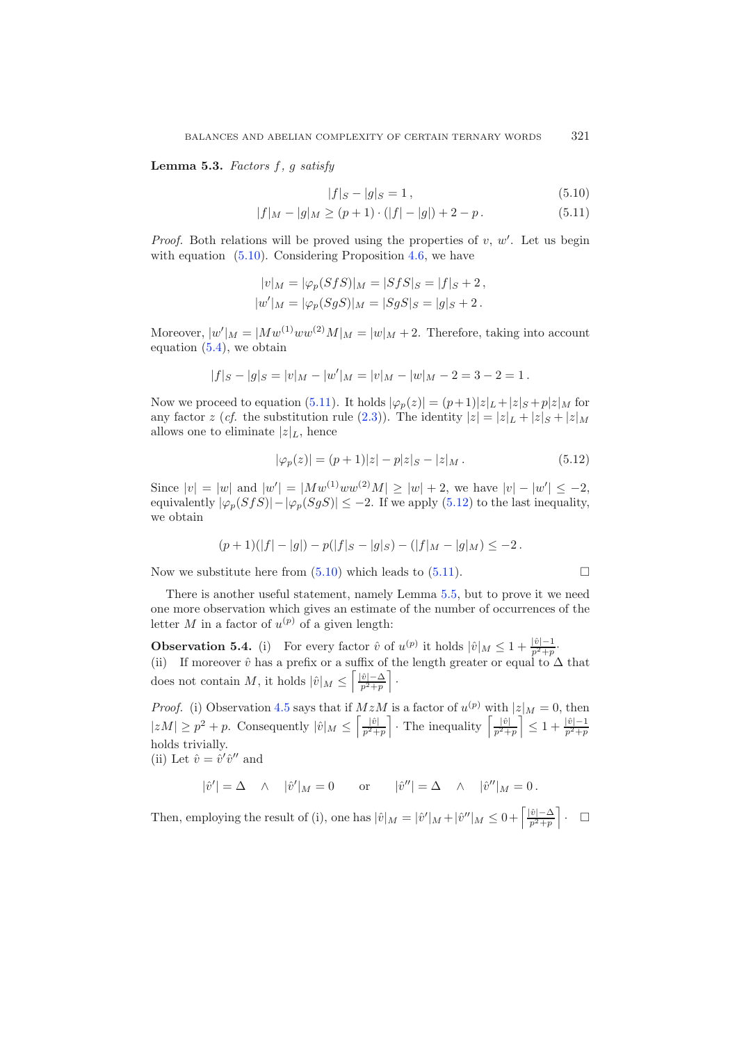**Lemma 5.3.** *Factors $f$, $g$ satisfy*

$$|f|_S - |g|_S = 1\,, \tag{5.10}$$

$$|f|_M - |g|_M \geq (p+1)\cdot(|f|-|g|) + 2 - p\,. \tag{5.11}$$

*Proof.* Both relations will be proved using the properties of $v$, $w'$. Let us begin with equation (5.10). Considering Proposition 4.6, we have

$$|v|_M = |\varphi_p(SfS)|_M = |SfS|_S = |f|_S + 2\,,$$
$$|w'|_M = |\varphi_p(SgS)|_M = |SgS|_S = |g|_S + 2\,.$$

Moreover, $|w'|_M = |Mw^{(1)}ww^{(2)}M|_M = |w|_M + 2$. Therefore, taking into account equation (5.4), we obtain

$$|f|_S - |g|_S = |v|_M - |w'|_M = |v|_M - |w|_M - 2 = 3 - 2 = 1\,.$$

Now we proceed to equation (5.11). It holds $|\varphi_p(z)| = (p+1)|z|_L + |z|_S + p|z|_M$ for any factor $z$ (*cf.* the substitution rule (2.3)). The identity $|z| = |z|_L + |z|_S + |z|_M$ allows one to eliminate $|z|_L$, hence

$$|\varphi_p(z)| = (p+1)|z| - p|z|_S - |z|_M\,. \tag{5.12}$$

Since $|v| = |w|$ and $|w'| = |Mw^{(1)}ww^{(2)}M| \geq |w| + 2$, we have $|v| - |w'| \leq -2$, equivalently $|\varphi_p(SfS)| - |\varphi_p(SgS)| \leq -2$. If we apply (5.12) to the last inequality, we obtain

$$(p+1)(|f|-|g|) - p(|f|_S - |g|_S) - (|f|_M - |g|_M) \leq -2\,.$$

Now we substitute here from (5.10) which leads to (5.11). □

There is another useful statement, namely Lemma 5.5, but to prove it we need one more observation which gives an estimate of the number of occurrences of the letter $M$ in a factor of $u^{(p)}$ of a given length:

**Observation 5.4.** (i) For every factor $\hat{v}$ of $u^{(p)}$ it holds $|\hat{v}|_M \leq 1 + \frac{|\hat{v}|-1}{p^2+p}$.
(ii) If moreover $\hat{v}$ has a prefix or a suffix of the length greater or equal to $\Delta$ that does not contain $M$, it holds $|\hat{v}|_M \leq \left\lceil \frac{|\hat{v}|-\Delta}{p^2+p} \right\rceil$.

*Proof.* (i) Observation 4.5 says that if $MzM$ is a factor of $u^{(p)}$ with $|z|_M = 0$, then $|zM| \geq p^2 + p$. Consequently $|\hat{v}|_M \leq \left\lceil \frac{|\hat{v}|}{p^2+p} \right\rceil$. The inequality $\left\lceil \frac{|\hat{v}|}{p^2+p} \right\rceil \leq 1 + \frac{|\hat{v}|-1}{p^2+p}$ holds trivially.
(ii) Let $\hat{v} = \hat{v}'\hat{v}''$ and

$$|\hat{v}'| = \Delta \quad \wedge \quad |\hat{v}'|_M = 0 \qquad \text{or} \qquad |\hat{v}''| = \Delta \quad \wedge \quad |\hat{v}''|_M = 0\,.$$

Then, employing the result of (i), one has $|\hat{v}|_M = |\hat{v}'|_M + |\hat{v}''|_M \leq 0 + \left\lceil \frac{|\hat{v}|-\Delta}{p^2+p} \right\rceil$. □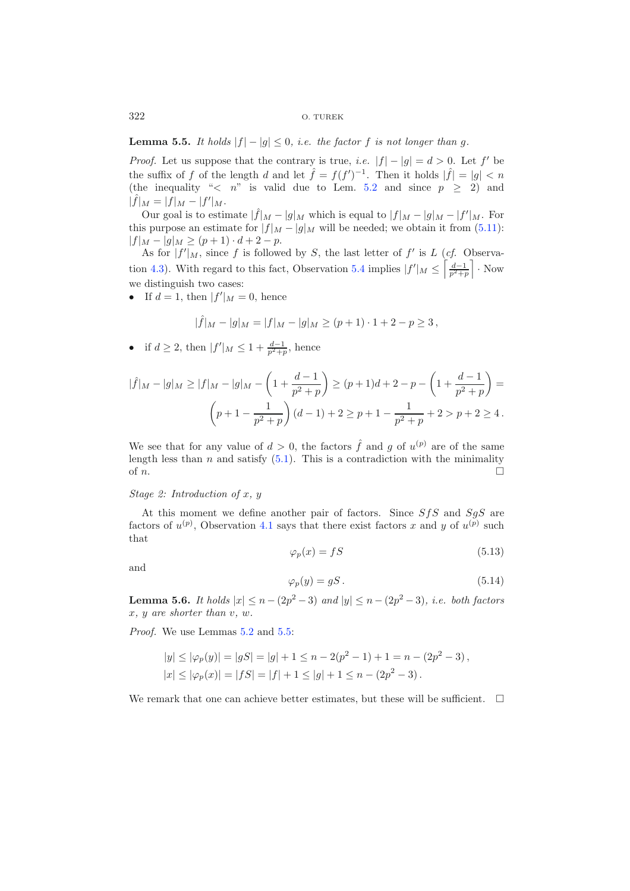**Lemma 5.5.** *It holds $|f| - |g| \leq 0$, i.e. the factor $f$ is not longer than $g$.*

*Proof.* Let us suppose that the contrary is true, *i.e.* $|f| - |g| = d > 0$. Let $f'$ be the suffix of $f$ of the length $d$ and let $\hat{f} = f(f')^{-1}$. Then it holds $|\hat{f}| = |g| < n$ (the inequality "$< n$" is valid due to Lem. 5.2 and since $p \geq 2$) and $|\hat{f}|_M = |f|_M - |f'|_M$.

Our goal is to estimate $|\hat{f}|_M - |g|_M$ which is equal to $|f|_M - |g|_M - |f'|_M$. For this purpose an estimate for $|f|_M - |g|_M$ will be needed; we obtain it from (5.11): $|f|_M - |g|_M \geq (p+1) \cdot d + 2 - p$.

As for $|f'|_M$, since $f$ is followed by $S$, the last letter of $f'$ is $L$ (*cf.* Observation 4.3). With regard to this fact, Observation 5.4 implies $|f'|_M \leq \left\lceil \frac{d-1}{p^2+p} \right\rceil$. Now we distinguish two cases:

- If $d = 1$, then $|f'|_M = 0$, hence

$$|\hat{f}|_M - |g|_M = |f|_M - |g|_M \geq (p+1) \cdot 1 + 2 - p \geq 3\,,$$

- if $d \geq 2$, then $|f'|_M \leq 1 + \frac{d-1}{p^2+p}$, hence

$$|\hat{f}|_M - |g|_M \geq |f|_M - |g|_M - \left(1 + \frac{d-1}{p^2+p}\right) \geq (p+1)d + 2 - p - \left(1 + \frac{d-1}{p^2+p}\right) =$$
$$\left(p + 1 - \frac{1}{p^2+p}\right)(d-1) + 2 \geq p + 1 - \frac{1}{p^2+p} + 2 > p + 2 \geq 4\,.$$

We see that for any value of $d > 0$, the factors $\hat{f}$ and $g$ of $u^{(p)}$ are of the same length less than $n$ and satisfy (5.1). This is a contradiction with the minimality of $n$. $\square$

*Stage 2: Introduction of $x$, $y$*

At this moment we define another pair of factors. Since $SfS$ and $SgS$ are factors of $u^{(p)}$, Observation 4.1 says that there exist factors $x$ and $y$ of $u^{(p)}$ such that

$$\varphi_p(x) = fS \tag{5.13}$$

and

$$\varphi_p(y) = gS\,. \tag{5.14}$$

**Lemma 5.6.** *It holds $|x| \leq n - (2p^2 - 3)$ and $|y| \leq n - (2p^2 - 3)$, i.e. both factors $x$, $y$ are shorter than $v$, $w$.*

*Proof.* We use Lemmas 5.2 and 5.5:

$$|y| \leq |\varphi_p(y)| = |gS| = |g| + 1 \leq n - 2(p^2 - 1) + 1 = n - (2p^2 - 3)\,,$$
$$|x| \leq |\varphi_p(x)| = |fS| = |f| + 1 \leq |g| + 1 \leq n - (2p^2 - 3)\,.$$

We remark that one can achieve better estimates, but these will be sufficient. $\square$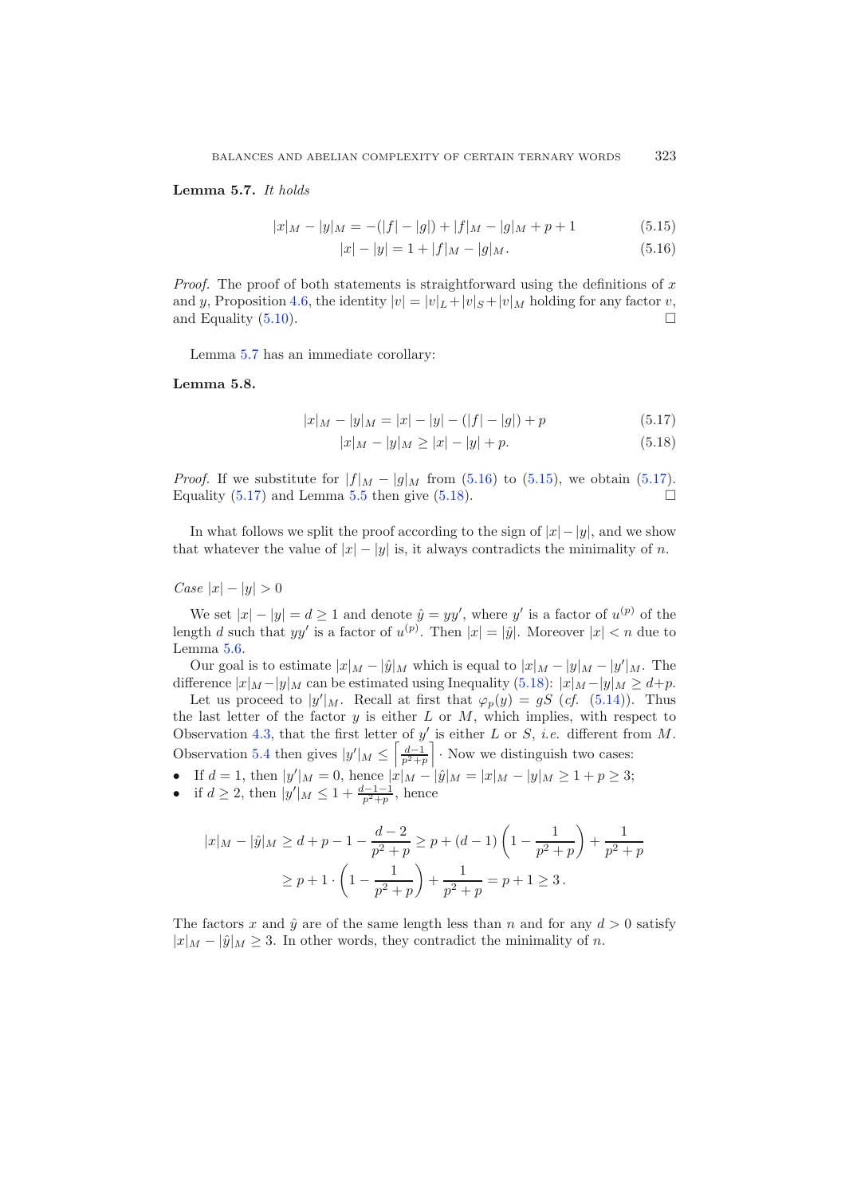**Lemma 5.7.** *It holds*

$$|x|_M - |y|_M = -(|f| - |g|) + |f|_M - |g|_M + p + 1 \tag{5.15}$$

$$|x| - |y| = 1 + |f|_M - |g|_M. \tag{5.16}$$

*Proof.* The proof of both statements is straightforward using the definitions of $x$ and $y$, Proposition 4.6, the identity $|v| = |v|_L + |v|_S + |v|_M$ holding for any factor $v$, and Equality (5.10). □

Lemma 5.7 has an immediate corollary:

**Lemma 5.8.**

$$|x|_M - |y|_M = |x| - |y| - (|f| - |g|) + p \tag{5.17}$$

$$|x|_M - |y|_M \geq |x| - |y| + p. \tag{5.18}$$

*Proof.* If we substitute for $|f|_M - |g|_M$ from (5.16) to (5.15), we obtain (5.17). Equality (5.17) and Lemma 5.5 then give (5.18). □

In what follows we split the proof according to the sign of $|x| - |y|$, and we show that whatever the value of $|x| - |y|$ is, it always contradicts the minimality of $n$.

*Case* $|x| - |y| > 0$

We set $|x| - |y| = d \geq 1$ and denote $\hat{y} = yy'$, where $y'$ is a factor of $u^{(p)}$ of the length $d$ such that $yy'$ is a factor of $u^{(p)}$. Then $|x| = |\hat{y}|$. Moreover $|x| < n$ due to Lemma 5.6.

Our goal is to estimate $|x|_M - |\hat{y}|_M$ which is equal to $|x|_M - |y|_M - |y'|_M$. The difference $|x|_M - |y|_M$ can be estimated using Inequality (5.18): $|x|_M - |y|_M \geq d + p$.

Let us proceed to $|y'|_M$. Recall at first that $\varphi_p(y) = gS$ (*cf.* (5.14)). Thus the last letter of the factor $y$ is either $L$ or $M$, which implies, with respect to Observation 4.3, that the first letter of $y'$ is either $L$ or $S$, *i.e.* different from $M$. Observation 5.4 then gives $|y'|_M \leq \left\lceil \frac{d-1}{p^2+p} \right\rceil$. Now we distinguish two cases:

- If $d = 1$, then $|y'|_M = 0$, hence $|x|_M - |\hat{y}|_M = |x|_M - |y|_M \geq 1 + p \geq 3$;
- if $d \geq 2$, then $|y'|_M \leq 1 + \frac{d-1-1}{p^2+p}$, hence

$$\begin{aligned}
|x|_M - |\hat{y}|_M &\geq d + p - 1 - \frac{d-2}{p^2+p} \geq p + (d-1)\left(1 - \frac{1}{p^2+p}\right) + \frac{1}{p^2+p} \\
&\geq p + 1 \cdot \left(1 - \frac{1}{p^2+p}\right) + \frac{1}{p^2+p} = p + 1 \geq 3\,.
\end{aligned}$$

The factors $x$ and $\hat{y}$ are of the same length less than $n$ and for any $d > 0$ satisfy $|x|_M - |\hat{y}|_M \geq 3$. In other words, they contradict the minimality of $n$.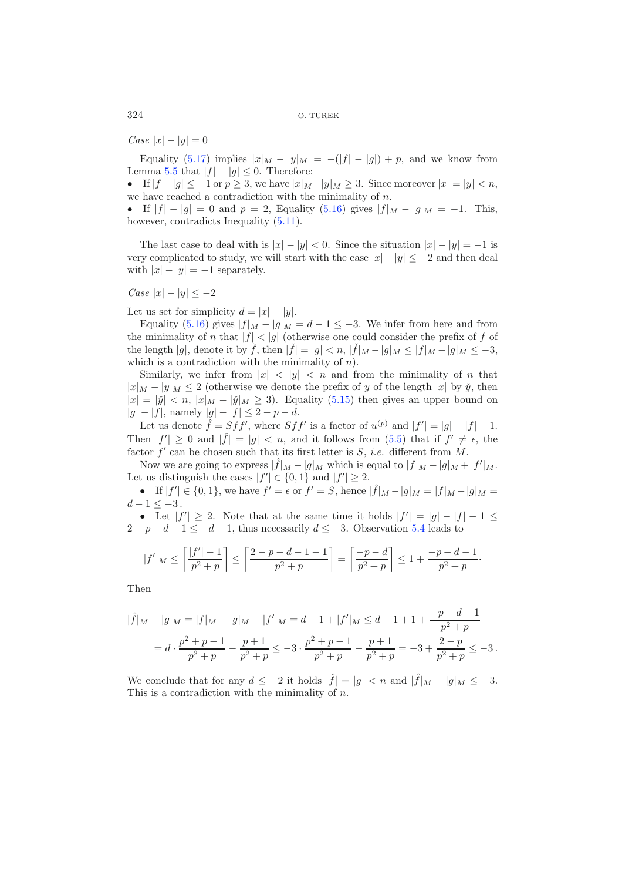*Case* $|x| - |y| = 0$

Equality (5.17) implies $|x|_M - |y|_M = -(|f| - |g|) + p$, and we know from Lemma 5.5 that $|f| - |g| \le 0$. Therefore:

- If $|f| - |g| \le -1$ or $p \ge 3$, we have $|x|_M - |y|_M \ge 3$. Since moreover $|x| = |y| < n$, we have reached a contradiction with the minimality of $n$.
- If $|f| - |g| = 0$ and $p = 2$, Equality (5.16) gives $|f|_M - |g|_M = -1$. This, however, contradicts Inequality (5.11).

The last case to deal with is $|x| - |y| < 0$. Since the situation $|x| - |y| = -1$ is very complicated to study, we will start with the case $|x| - |y| \le -2$ and then deal with $|x| - |y| = -1$ separately.

*Case* $|x| - |y| \le -2$

Let us set for simplicity $d = |x| - |y|$.

Equality (5.16) gives $|f|_M - |g|_M = d - 1 \le -3$. We infer from here and from the minimality of $n$ that $|f| < |g|$ (otherwise one could consider the prefix of $f$ of the length $|g|$, denote it by $\check{f}$, then $|\check{f}| = |g| < n$, $|\check{f}|_M - |g|_M \le |f|_M - |g|_M \le -3$, which is a contradiction with the minimality of $n$).

Similarly, we infer from $|x| < |y| < n$ and from the minimality of $n$ that $|x|_M - |y|_M \le 2$ (otherwise we denote the prefix of $y$ of the length $|x|$ by $\check{y}$, then $|x| = |\check{y}| < n$, $|x|_M - |\check{y}|_M \ge 3$). Equality (5.15) then gives an upper bound on $|g| - |f|$, namely $|g| - |f| \le 2 - p - d$.

Let us denote $\hat{f} = Sff'$, where $Sff'$ is a factor of $u^{(p)}$ and $|f'| = |g| - |f| - 1$. Then $|f'| \ge 0$ and $|\hat{f}| = |g| < n$, and it follows from (5.5) that if $f' \ne \epsilon$, the factor $f'$ can be chosen such that its first letter is $S$, *i.e.* different from $M$.

Now we are going to express $|\hat{f}|_M - |g|_M$ which is equal to $|f|_M - |g|_M + |f'|_M$. Let us distinguish the cases $|f'| \in \{0, 1\}$ and $|f'| \ge 2$.

- If $|f'| \in \{0, 1\}$, we have $f' = \epsilon$ or $f' = S$, hence $|\hat{f}|_M - |g|_M = |f|_M - |g|_M = d - 1 \le -3$.
- Let $|f'| \ge 2$. Note that at the same time it holds $|f'| = |g| - |f| - 1 \le 2 - p - d - 1 \le -d - 1$, thus necessarily $d \le -3$. Observation 5.4 leads to

$$|f'|_M \le \left\lceil \frac{|f'| - 1}{p^2 + p} \right\rceil \le \left\lceil \frac{2 - p - d - 1 - 1}{p^2 + p} \right\rceil = \left\lceil \frac{-p - d}{p^2 + p} \right\rceil \le 1 + \frac{-p - d - 1}{p^2 + p}.$$

Then

$$\begin{aligned}
|\hat{f}|_M - |g|_M &= |f|_M - |g|_M + |f'|_M = d - 1 + |f'|_M \le d - 1 + 1 + \frac{-p - d - 1}{p^2 + p} \\
&= d \cdot \frac{p^2 + p - 1}{p^2 + p} - \frac{p + 1}{p^2 + p} \le -3 \cdot \frac{p^2 + p - 1}{p^2 + p} - \frac{p + 1}{p^2 + p} = -3 + \frac{2 - p}{p^2 + p} \le -3 \,.
\end{aligned}$$

We conclude that for any $d \le -2$ it holds $|\hat{f}| = |g| < n$ and $|\hat{f}|_M - |g|_M \le -3$. This is a contradiction with the minimality of $n$.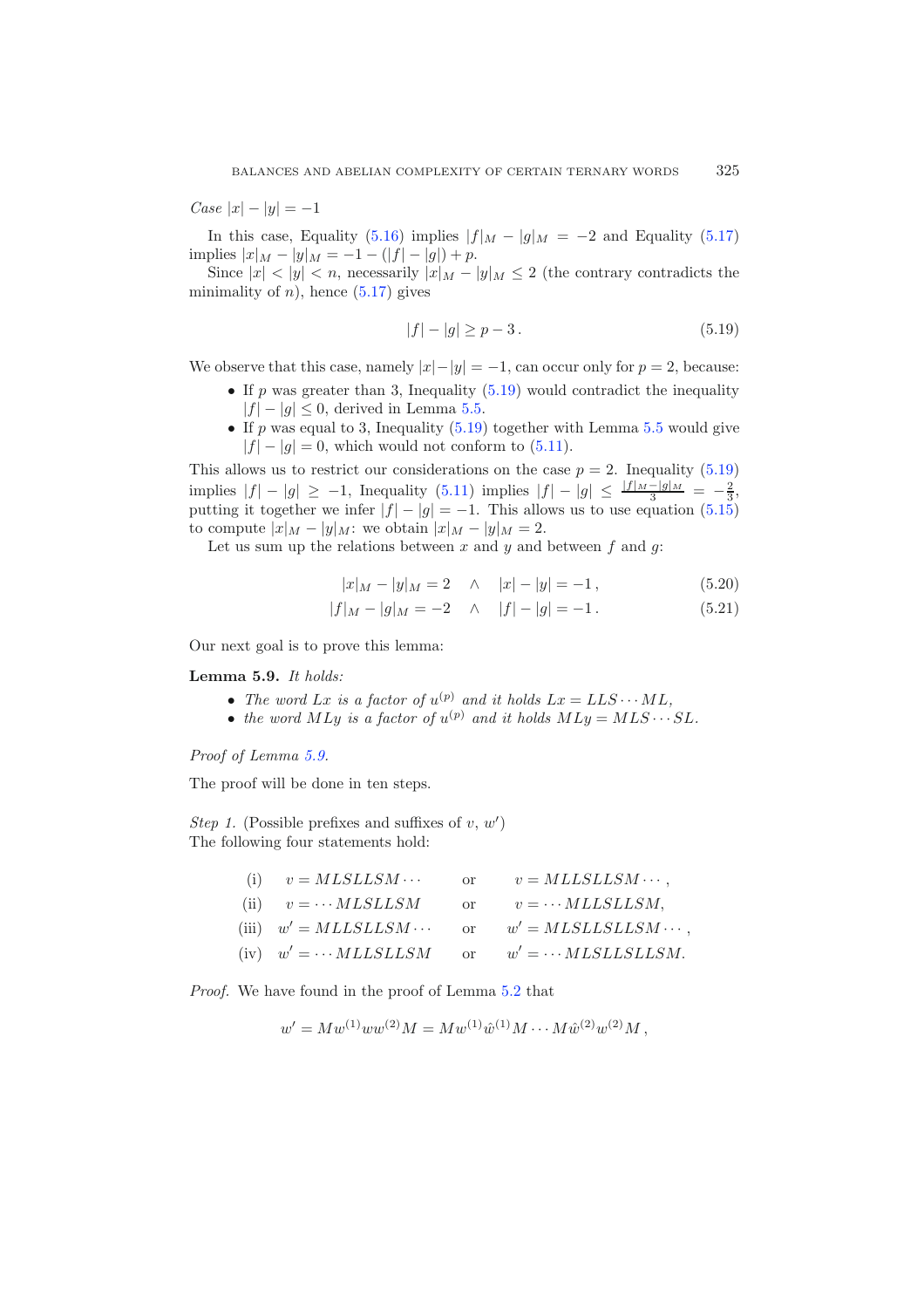*Case* $|x| - |y| = -1$

In this case, Equality (5.16) implies $|f|_M - |g|_M = -2$ and Equality (5.17) implies $|x|_M - |y|_M = -1 - (|f| - |g|) + p$.

Since $|x| < |y| < n$, necessarily $|x|_M - |y|_M \leq 2$ (the contrary contradicts the minimality of $n$), hence (5.17) gives

$$|f| - |g| \geq p - 3\,. \tag{5.19}$$

We observe that this case, namely $|x| - |y| = -1$, can occur only for $p = 2$, because:

- If $p$ was greater than 3, Inequality (5.19) would contradict the inequality $|f| - |g| \leq 0$, derived in Lemma 5.5.
- If $p$ was equal to 3, Inequality (5.19) together with Lemma 5.5 would give $|f| - |g| = 0$, which would not conform to (5.11).

This allows us to restrict our considerations on the case $p = 2$. Inequality (5.19) implies $|f| - |g| \geq -1$, Inequality (5.11) implies $|f| - |g| \leq \frac{|f|_M - |g|_M}{3} = -\frac{2}{3}$, putting it together we infer $|f| - |g| = -1$. This allows us to use equation (5.15) to compute $|x|_M - |y|_M$: we obtain $|x|_M - |y|_M = 2$.

Let us sum up the relations between $x$ and $y$ and between $f$ and $g$:

$$|x|_M - |y|_M = 2 \quad \wedge \quad |x| - |y| = -1\,, \tag{5.20}$$

$$|f|_M - |g|_M = -2 \quad \wedge \quad |f| - |g| = -1\,. \tag{5.21}$$

Our next goal is to prove this lemma:

**Lemma 5.9.** *It holds:*

- *The word $Lx$ is a factor of $u^{(p)}$ and it holds $Lx = LLS \cdots ML$,*
- *the word $MLy$ is a factor of $u^{(p)}$ and it holds $MLy = MLS \cdots SL$.*

*Proof of Lemma 5.9.*

The proof will be done in ten steps.

*Step 1.* (Possible prefixes and suffixes of $v$, $w'$)
The following four statements hold:

$$
\begin{array}{rlcl}
\text{(i)} & v = MLSLLSM\cdots & \text{or} & v = MLLSLLSM\cdots\,,\\
\text{(ii)} & v = \cdots MLSLLSM & \text{or} & v = \cdots MLLSLLSM,\\
\text{(iii)} & w' = MLLSLLSM\cdots & \text{or} & w' = MLSLLSLLSM\cdots\,,\\
\text{(iv)} & w' = \cdots MLLSLLSM & \text{or} & w' = \cdots MLSLLSLLSM.
\end{array}
$$

*Proof.* We have found in the proof of Lemma 5.2 that

$$w' = Mw^{(1)}ww^{(2)}M = Mw^{(1)}\hat{w}^{(1)}M\cdots M\hat{w}^{(2)}w^{(2)}M\,,$$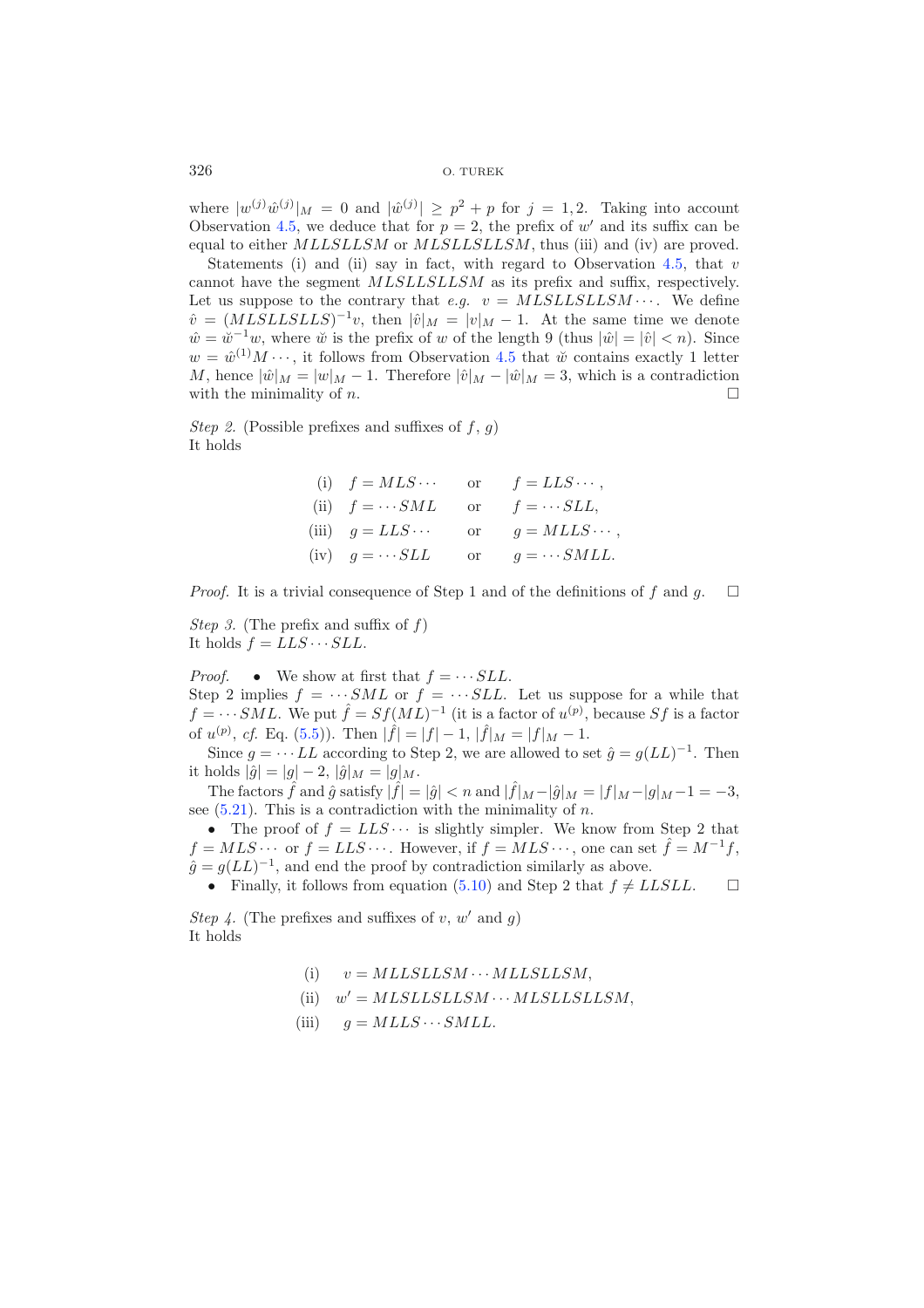where $|w^{(j)}\hat{w}^{(j)}|_M = 0$ and $|\hat{w}^{(j)}| \geq p^2 + p$ for $j = 1, 2$. Taking into account Observation 4.5, we deduce that for $p = 2$, the prefix of $w'$ and its suffix can be equal to either $MLLSLLSM$ or $MLSLLSLLSM$, thus (iii) and (iv) are proved.

Statements (i) and (ii) say in fact, with regard to Observation 4.5, that $v$ cannot have the segment $MLSLLSLLSM$ as its prefix and suffix, respectively. Let us suppose to the contrary that *e.g.* $v = MLSLLSLLSM \cdots$. We define $\hat{v} = (MLSLLSLLS)^{-1}v$, then $|\hat{v}|_M = |v|_M - 1$. At the same time we denote $\hat{w} = \breve{w}^{-1}w$, where $\breve{w}$ is the prefix of $w$ of the length 9 (thus $|\hat{w}| = |\hat{v}| < n$). Since $w = \hat{w}^{(1)}M \cdots$, it follows from Observation 4.5 that $\breve{w}$ contains exactly 1 letter $M$, hence $|\hat{w}|_M = |w|_M - 1$. Therefore $|\hat{v}|_M - |\hat{w}|_M = 3$, which is a contradiction with the minimality of $n$. $\square$

*Step 2.* (Possible prefixes and suffixes of $f$, $g$)
It holds

$$
\begin{array}{llll}
\text{(i)} & f = MLS\cdots & \text{or} & f = LLS\cdots, \\
\text{(ii)} & f = \cdots SML & \text{or} & f = \cdots SLL, \\
\text{(iii)} & g = LLS\cdots & \text{or} & g = MLLS\cdots, \\
\text{(iv)} & g = \cdots SLL & \text{or} & g = \cdots SMLL.
\end{array}
$$

*Proof.* It is a trivial consequence of Step 1 and of the definitions of $f$ and $g$. $\square$

*Step 3.* (The prefix and suffix of $f$)
It holds $f = LLS \cdots SLL$.

*Proof.* • We show at first that $f = \cdots SLL$.
Step 2 implies $f = \cdots SML$ or $f = \cdots SLL$. Let us suppose for a while that $f = \cdots SML$. We put $\hat{f} = Sf(ML)^{-1}$ (it is a factor of $u^{(p)}$, because $Sf$ is a factor of $u^{(p)}$, *cf.* Eq. (5.5)). Then $|\hat{f}| = |f| - 1$, $|\hat{f}|_M = |f|_M - 1$.

Since $g = \cdots LL$ according to Step 2, we are allowed to set $\hat{g} = g(LL)^{-1}$. Then it holds $|\hat{g}| = |g| - 2$, $|\hat{g}|_M = |g|_M$.

The factors $\hat{f}$ and $\hat{g}$ satisfy $|\hat{f}| = |\hat{g}| < n$ and $|\hat{f}|_M - |\hat{g}|_M = |f|_M - |g|_M - 1 = -3$, see (5.21). This is a contradiction with the minimality of $n$.

• The proof of $f = LLS \cdots$ is slightly simpler. We know from Step 2 that $f = MLS \cdots$ or $f = LLS \cdots$. However, if $f = MLS \cdots$, one can set $\hat{f} = M^{-1}f$, $\hat{g} = g(LL)^{-1}$, and end the proof by contradiction similarly as above.

• Finally, it follows from equation (5.10) and Step 2 that $f \neq LLSLL$. $\square$

*Step 4.* (The prefixes and suffixes of $v$, $w'$ and $g$)
It holds

$$
\begin{array}{ll}
\text{(i)} & v = MLLSLLSM \cdots MLLSLLSM, \\
\text{(ii)} & w' = MLSLLSLLSM \cdots MLSLLSLLSM, \\
\text{(iii)} & g = MLLS \cdots SMLL.
\end{array}
$$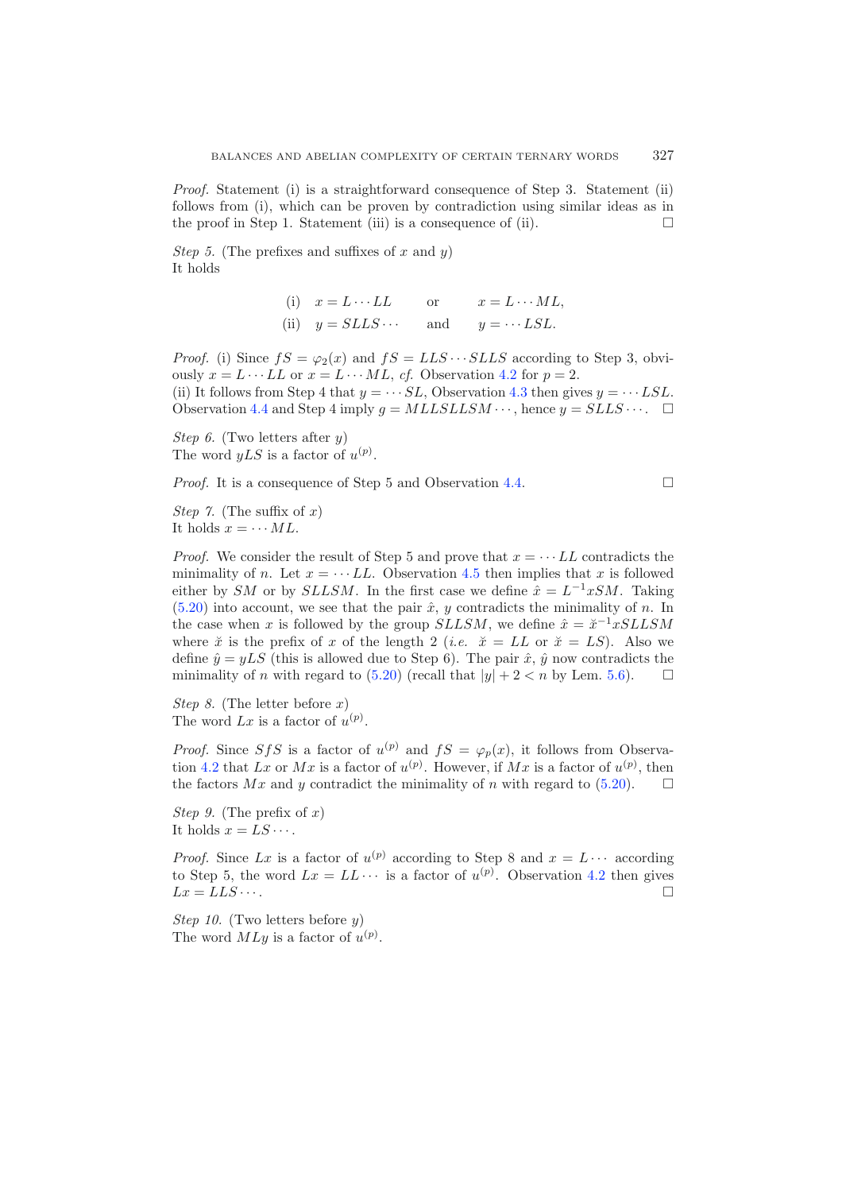*Proof.* Statement (i) is a straightforward consequence of Step 3. Statement (ii) follows from (i), which can be proven by contradiction using similar ideas as in the proof in Step 1. Statement (iii) is a consequence of (ii). □

*Step 5.* (The prefixes and suffixes of $x$ and $y$)
It holds

$$\text{(i)} \quad x = L \cdots LL \qquad \text{or} \qquad x = L \cdots ML,$$
$$\text{(ii)} \quad y = SLLS \cdots \qquad \text{and} \qquad y = \cdots LSL.$$

*Proof.* (i) Since $fS = \varphi_2(x)$ and $fS = LLS \cdots SLLS$ according to Step 3, obviously $x = L \cdots LL$ or $x = L \cdots ML$, *cf.* Observation 4.2 for $p = 2$.
(ii) It follows from Step 4 that $y = \cdots SL$, Observation 4.3 then gives $y = \cdots LSL$. Observation 4.4 and Step 4 imply $g = MLLSLLSM \cdots$, hence $y = SLLS \cdots$. □

*Step 6.* (Two letters after $y$)
The word $yLS$ is a factor of $u^{(p)}$.

*Proof.* It is a consequence of Step 5 and Observation 4.4. □

*Step 7.* (The suffix of $x$)
It holds $x = \cdots ML$.

*Proof.* We consider the result of Step 5 and prove that $x = \cdots LL$ contradicts the minimality of $n$. Let $x = \cdots LL$. Observation 4.5 then implies that $x$ is followed either by $SM$ or by $SLLSM$. In the first case we define $\hat{x} = L^{-1}xSM$. Taking (5.20) into account, we see that the pair $\hat{x}$, $y$ contradicts the minimality of $n$. In the case when $x$ is followed by the group $SLLSM$, we define $\hat{x} = \breve{x}^{-1}xSLLSM$ where $\breve{x}$ is the prefix of $x$ of the length 2 (*i.e.* $\breve{x} = LL$ or $\breve{x} = LS$). Also we define $\hat{y} = yLS$ (this is allowed due to Step 6). The pair $\hat{x}$, $\hat{y}$ now contradicts the minimality of $n$ with regard to (5.20) (recall that $|y| + 2 < n$ by Lem. 5.6). □

*Step 8.* (The letter before $x$)
The word $Lx$ is a factor of $u^{(p)}$.

*Proof.* Since $SfS$ is a factor of $u^{(p)}$ and $fS = \varphi_p(x)$, it follows from Observation 4.2 that $Lx$ or $Mx$ is a factor of $u^{(p)}$. However, if $Mx$ is a factor of $u^{(p)}$, then the factors $Mx$ and $y$ contradict the minimality of $n$ with regard to (5.20). □

*Step 9.* (The prefix of $x$)
It holds $x = LS \cdots$.

*Proof.* Since $Lx$ is a factor of $u^{(p)}$ according to Step 8 and $x = L \cdots$ according to Step 5, the word $Lx = LL \cdots$ is a factor of $u^{(p)}$. Observation 4.2 then gives $Lx = LLS \cdots$. □

*Step 10.* (Two letters before $y$)
The word $MLy$ is a factor of $u^{(p)}$.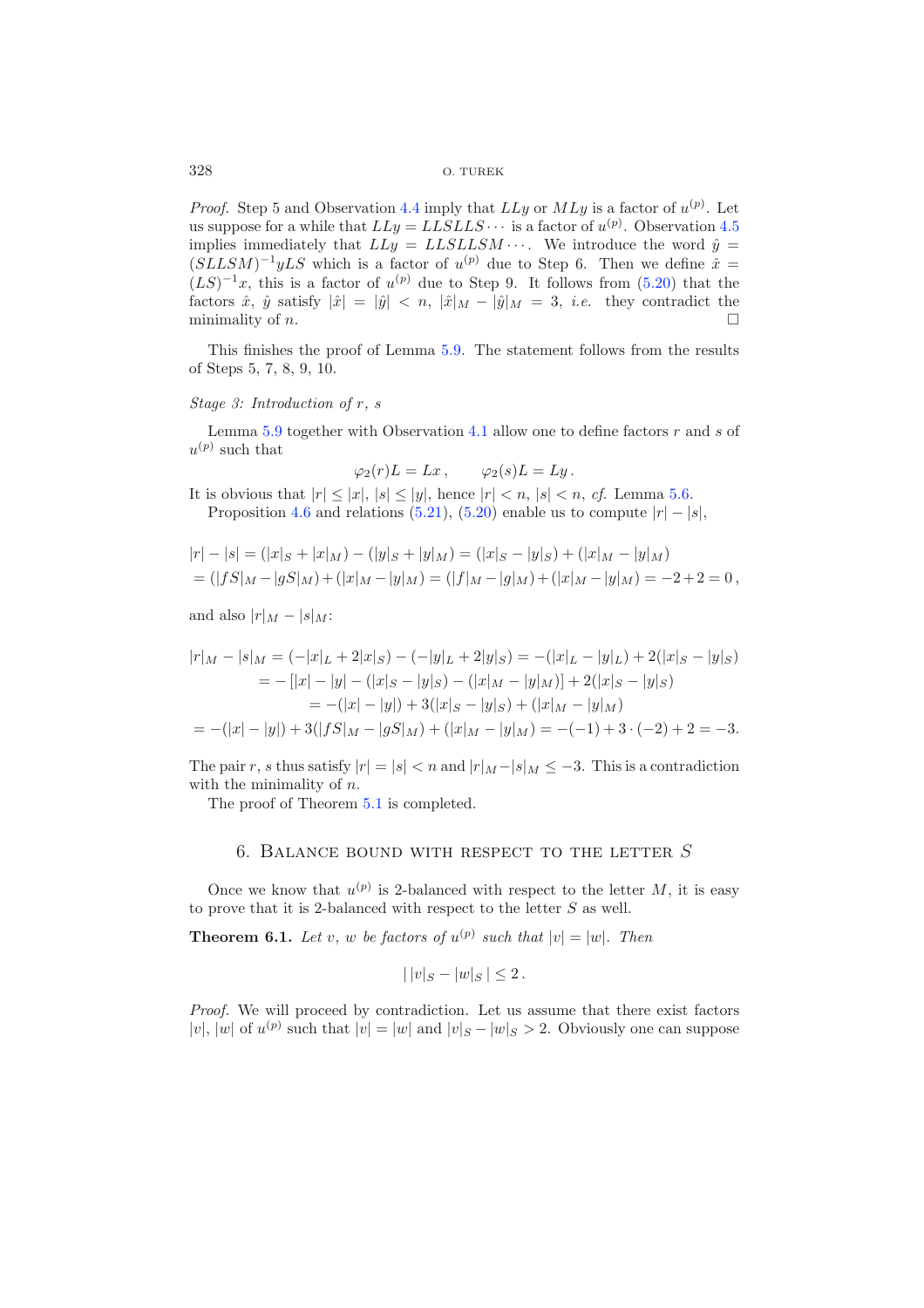*Proof.* Step 5 and Observation 4.4 imply that $LLy$ or $MLy$ is a factor of $u^{(p)}$. Let us suppose for a while that $LLy = LLSLLS\cdots$ is a factor of $u^{(p)}$. Observation 4.5 implies immediately that $LLy = LLSLLSM\cdots$. We introduce the word $\hat{y} = (SLLSM)^{-1}yLS$ which is a factor of $u^{(p)}$ due to Step 6. Then we define $\hat{x} = (LS)^{-1}x$, this is a factor of $u^{(p)}$ due to Step 9. It follows from (5.20) that the factors $\hat{x}$, $\hat{y}$ satisfy $|\hat{x}| = |\hat{y}| < n$, $|\hat{x}|_M - |\hat{y}|_M = 3$, *i.e.* they contradict the minimality of $n$. □

This finishes the proof of Lemma 5.9. The statement follows from the results of Steps 5, 7, 8, 9, 10.

*Stage 3: Introduction of $r$, $s$*

Lemma 5.9 together with Observation 4.1 allow one to define factors $r$ and $s$ of $u^{(p)}$ such that

$$\varphi_2(r)L = Lx\,, \qquad \varphi_2(s)L = Ly\,.$$

It is obvious that $|r| \leq |x|$, $|s| \leq |y|$, hence $|r| < n$, $|s| < n$, *cf.* Lemma 5.6.

Proposition 4.6 and relations (5.21), (5.20) enable us to compute $|r| - |s|$,

$$\begin{aligned}
&|r| - |s| = (|x|_S + |x|_M) - (|y|_S + |y|_M) = (|x|_S - |y|_S) + (|x|_M - |y|_M) \\
&= (|fS|_M - |gS|_M) + (|x|_M - |y|_M) = (|f|_M - |g|_M) + (|x|_M - |y|_M) = -2 + 2 = 0\,,
\end{aligned}$$

and also $|r|_M - |s|_M$:

$$\begin{aligned}
|r|_M - |s|_M &= (-|x|_L + 2|x|_S) - (-|y|_L + 2|y|_S) = -(|x|_L - |y|_L) + 2(|x|_S - |y|_S) \\
&= -\left[|x| - |y| - (|x|_S - |y|_S) - (|x|_M - |y|_M)\right] + 2(|x|_S - |y|_S) \\
&= -(|x| - |y|) + 3(|x|_S - |y|_S) + (|x|_M - |y|_M) \\
&= -(|x| - |y|) + 3(|fS|_M - |gS|_M) + (|x|_M - |y|_M) = -(-1) + 3 \cdot (-2) + 2 = -3.
\end{aligned}$$

The pair $r$, $s$ thus satisfy $|r| = |s| < n$ and $|r|_M - |s|_M \leq -3$. This is a contradiction with the minimality of $n$.

The proof of Theorem 5.1 is completed.

## 6. Balance bound with respect to the letter $S$

Once we know that $u^{(p)}$ is 2-balanced with respect to the letter $M$, it is easy to prove that it is 2-balanced with respect to the letter $S$ as well.

**Theorem 6.1.** *Let $v$, $w$ be factors of $u^{(p)}$ such that $|v| = |w|$. Then*

$$|\,|v|_S - |w|_S\,| \leq 2\,.$$

*Proof.* We will proceed by contradiction. Let us assume that there exist factors $|v|$, $|w|$ of $u^{(p)}$ such that $|v| = |w|$ and $|v|_S - |w|_S > 2$. Obviously one can suppose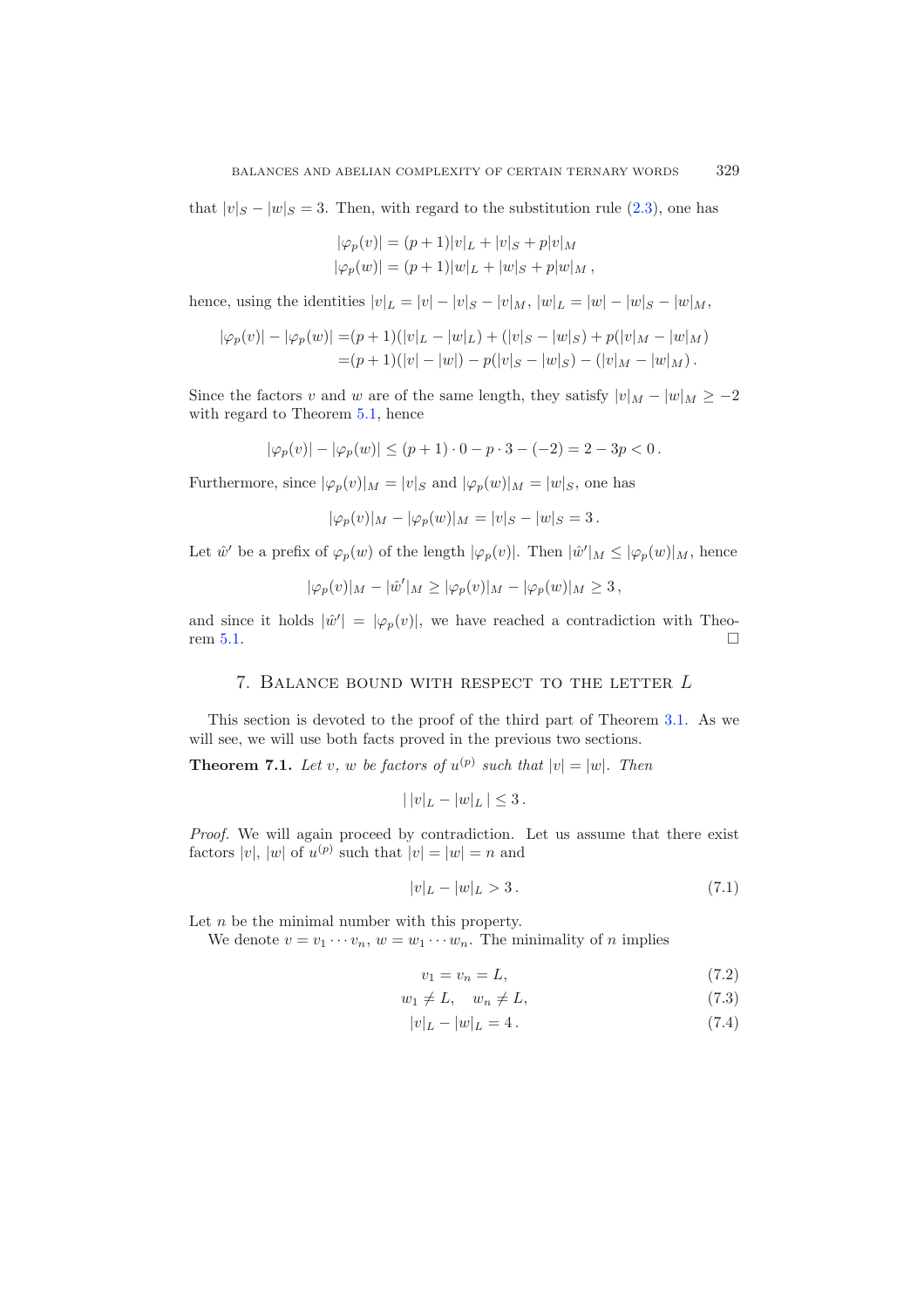that $|v|_S - |w|_S = 3$. Then, with regard to the substitution rule (2.3), one has

$$|\varphi_p(v)| = (p+1)|v|_L + |v|_S + p|v|_M$$
$$|\varphi_p(w)| = (p+1)|w|_L + |w|_S + p|w|_M\,,$$

hence, using the identities $|v|_L = |v| - |v|_S - |v|_M$, $|w|_L = |w| - |w|_S - |w|_M$,

$$\begin{aligned}|\varphi_p(v)| - |\varphi_p(w)| =&(p+1)(|v|_L - |w|_L) + (|v|_S - |w|_S) + p(|v|_M - |w|_M)\\ =&(p+1)(|v| - |w|) - p(|v|_S - |w|_S) - (|v|_M - |w|_M)\,.\end{aligned}$$

Since the factors $v$ and $w$ are of the same length, they satisfy $|v|_M - |w|_M \geq -2$ with regard to Theorem 5.1, hence

$$|\varphi_p(v)| - |\varphi_p(w)| \leq (p+1)\cdot 0 - p\cdot 3 - (-2) = 2 - 3p < 0\,.$$

Furthermore, since $|\varphi_p(v)|_M = |v|_S$ and $|\varphi_p(w)|_M = |w|_S$, one has

$$|\varphi_p(v)|_M - |\varphi_p(w)|_M = |v|_S - |w|_S = 3\,.$$

Let $\hat{w}'$ be a prefix of $\varphi_p(w)$ of the length $|\varphi_p(v)|$. Then $|\hat{w}'|_M \leq |\varphi_p(w)|_M$, hence

$$|\varphi_p(v)|_M - |\hat{w}'|_M \geq |\varphi_p(v)|_M - |\varphi_p(w)|_M \geq 3\,,$$

and since it holds $|\hat{w}'| = |\varphi_p(v)|$, we have reached a contradiction with Theorem 5.1. $\square$

## 7. Balance bound with respect to the letter $L$

This section is devoted to the proof of the third part of Theorem 3.1. As we will see, we will use both facts proved in the previous two sections.

**Theorem 7.1.** *Let $v$, $w$ be factors of $u^{(p)}$ such that $|v| = |w|$. Then*

$$|\,|v|_L - |w|_L\,| \leq 3\,.$$

*Proof.* We will again proceed by contradiction. Let us assume that there exist factors $|v|$, $|w|$ of $u^{(p)}$ such that $|v| = |w| = n$ and

$$|v|_L - |w|_L > 3\,. \tag{7.1}$$

Let $n$ be the minimal number with this property.

We denote $v = v_1 \cdots v_n$, $w = w_1 \cdots w_n$. The minimality of $n$ implies

$$v_1 = v_n = L, \tag{7.2}$$
$$w_1 \neq L, \quad w_n \neq L, \tag{7.3}$$
$$|v|_L - |w|_L = 4\,. \tag{7.4}$$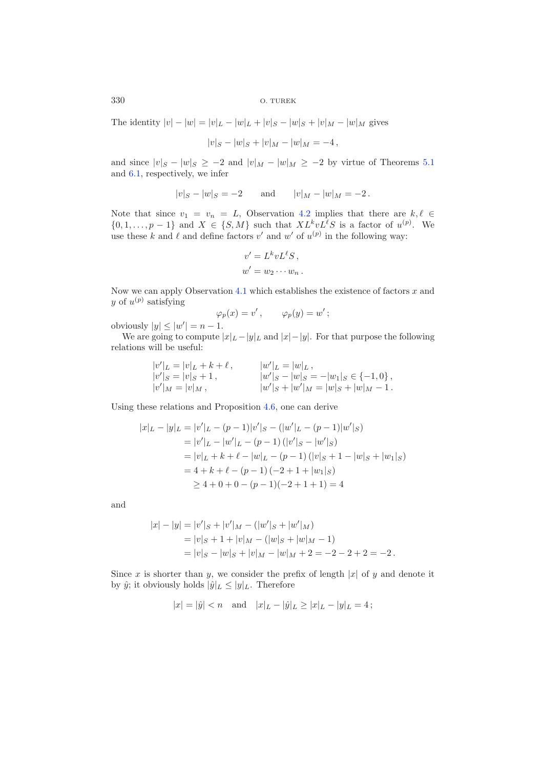The identity $|v| - |w| = |v|_L - |w|_L + |v|_S - |w|_S + |v|_M - |w|_M$ gives

$$|v|_S - |w|_S + |v|_M - |w|_M = -4\,,$$

and since $|v|_S - |w|_S \geq -2$ and $|v|_M - |w|_M \geq -2$ by virtue of Theorems 5.1 and 6.1, respectively, we infer

$$|v|_S - |w|_S = -2 \qquad \text{and} \qquad |v|_M - |w|_M = -2\,.$$

Note that since $v_1 = v_n = L$, Observation 4.2 implies that there are $k, \ell \in \{0, 1, \ldots, p-1\}$ and $X \in \{S, M\}$ such that $XL^k vL^\ell S$ is a factor of $u^{(p)}$. We use these $k$ and $\ell$ and define factors $v'$ and $w'$ of $u^{(p)}$ in the following way:

$$v' = L^k vL^\ell S\,,$$
$$w' = w_2 \cdots w_n\,.$$

Now we can apply Observation 4.1 which establishes the existence of factors $x$ and $y$ of $u^{(p)}$ satisfying

$$\varphi_p(x) = v'\,, \qquad \varphi_p(y) = w'\,;$$

obviously $|y| \leq |w'| = n - 1$.

We are going to compute $|x|_L - |y|_L$ and $|x| - |y|$. For that purpose the following relations will be useful:

$$\begin{aligned}
&|v'|_L = |v|_L + k + \ell\,, &\qquad &|w'|_L = |w|_L\,,\\
&|v'|_S = |v|_S + 1\,, &\qquad &|w'|_S - |w|_S = -|w_1|_S \in \{-1, 0\}\,,\\
&|v'|_M = |v|_M\,, &\qquad &|w'|_S + |w'|_M = |w|_S + |w|_M - 1\,.
\end{aligned}$$

Using these relations and Proposition 4.6, one can derive

$$\begin{aligned}
|x|_L - |y|_L &= |v'|_L - (p-1)|v'|_S - (|w'|_L - (p-1)|w'|_S)\\
&= |v'|_L - |w'|_L - (p-1)\left(|v'|_S - |w'|_S\right)\\
&= |v|_L + k + \ell - |w|_L - (p-1)\left(|v|_S + 1 - |w|_S + |w_1|_S\right)\\
&= 4 + k + \ell - (p-1)\left(-2 + 1 + |w_1|_S\right)\\
&\geq 4 + 0 + 0 - (p-1)(-2 + 1 + 1) = 4
\end{aligned}$$

and

$$\begin{aligned}
|x| - |y| &= |v'|_S + |v'|_M - (|w'|_S + |w'|_M)\\
&= |v|_S + 1 + |v|_M - (|w|_S + |w|_M - 1)\\
&= |v|_S - |w|_S + |v|_M - |w|_M + 2 = -2 - 2 + 2 = -2\,.
\end{aligned}$$

Since $x$ is shorter than $y$, we consider the prefix of length $|x|$ of $y$ and denote it by $\hat{y}$; it obviously holds $|\hat{y}|_L \leq |y|_L$. Therefore

$$|x| = |\hat{y}| < n \quad \text{and} \quad |x|_L - |\hat{y}|_L \geq |x|_L - |y|_L = 4\,;$$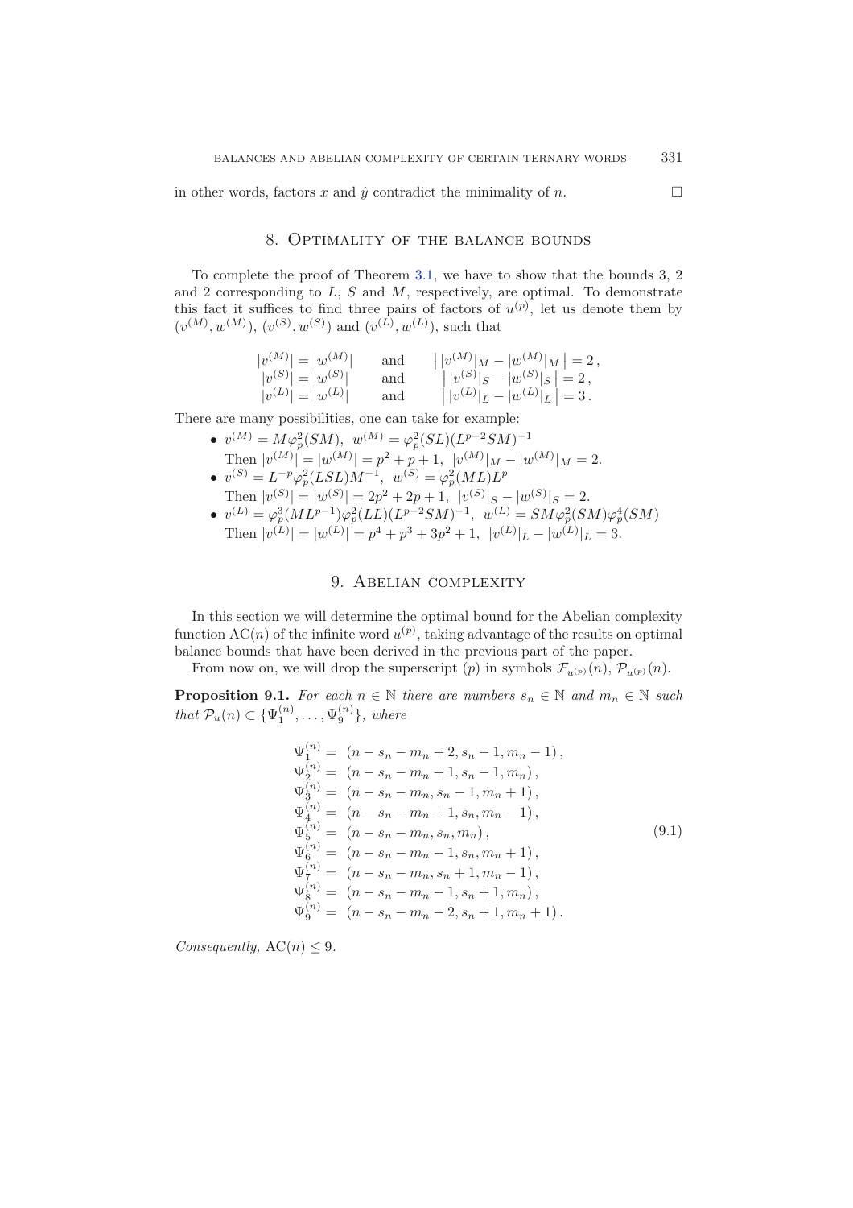in other words, factors $x$ and $\hat{y}$ contradict the minimality of $n$. □

## 8. Optimality of the balance bounds

To complete the proof of Theorem 3.1, we have to show that the bounds 3, 2 and 2 corresponding to $L$, $S$ and $M$, respectively, are optimal. To demonstrate this fact it suffices to find three pairs of factors of $u^{(p)}$, let us denote them by $(v^{(M)}, w^{(M)})$, $(v^{(S)}, w^{(S)})$ and $(v^{(L)}, w^{(L)})$, such that

$$
\begin{aligned}
|v^{(M)}| = |w^{(M)}| \quad &\text{and} \quad \big|\, |v^{(M)}|_M - |w^{(M)}|_M \,\big| = 2\,,\\
|v^{(S)}| = |w^{(S)}| \quad &\text{and} \quad \big|\, |v^{(S)}|_S - |w^{(S)}|_S \,\big| = 2\,,\\
|v^{(L)}| = |w^{(L)}| \quad &\text{and} \quad \big|\, |v^{(L)}|_L - |w^{(L)}|_L \,\big| = 3\,.
\end{aligned}
$$

There are many possibilities, one can take for example:

- $v^{(M)} = M\varphi_p^2(SM),\ w^{(M)} = \varphi_p^2(SL)(L^{p-2}SM)^{-1}$
  Then $|v^{(M)}| = |w^{(M)}| = p^2 + p + 1,\ |v^{(M)}|_M - |w^{(M)}|_M = 2.$
- $v^{(S)} = L^{-p}\varphi_p^2(LSL)M^{-1},\ w^{(S)} = \varphi_p^2(ML)L^p$
  Then $|v^{(S)}| = |w^{(S)}| = 2p^2 + 2p + 1,\ |v^{(S)}|_S - |w^{(S)}|_S = 2.$
- $v^{(L)} = \varphi_p^3(ML^{p-1})\varphi_p^2(LL)(L^{p-2}SM)^{-1},\ w^{(L)} = SM\varphi_p^2(SM)\varphi_p^4(SM)$
  Then $|v^{(L)}| = |w^{(L)}| = p^4 + p^3 + 3p^2 + 1,\ |v^{(L)}|_L - |w^{(L)}|_L = 3.$

## 9. Abelian complexity

In this section we will determine the optimal bound for the Abelian complexity function $\mathrm{AC}(n)$ of the infinite word $u^{(p)}$, taking advantage of the results on optimal balance bounds that have been derived in the previous part of the paper.

From now on, we will drop the superscript $(p)$ in symbols $\mathcal{F}_{u^{(p)}}(n)$, $\mathcal{P}_{u^{(p)}}(n)$.

**Proposition 9.1.** *For each $n \in \mathbb{N}$ there are numbers $s_n \in \mathbb{N}$ and $m_n \in \mathbb{N}$ such that $\mathcal{P}_u(n) \subset \{\Psi_1^{(n)}, \ldots, \Psi_9^{(n)}\}$, where*

$$
\begin{aligned}
\Psi_1^{(n)} &= (n - s_n - m_n + 2, s_n - 1, m_n - 1)\,,\\
\Psi_2^{(n)} &= (n - s_n - m_n + 1, s_n - 1, m_n)\,,\\
\Psi_3^{(n)} &= (n - s_n - m_n, s_n - 1, m_n + 1)\,,\\
\Psi_4^{(n)} &= (n - s_n - m_n + 1, s_n, m_n - 1)\,,\\
\Psi_5^{(n)} &= (n - s_n - m_n, s_n, m_n)\,,\\
\Psi_6^{(n)} &= (n - s_n - m_n - 1, s_n, m_n + 1)\,,\\
\Psi_7^{(n)} &= (n - s_n - m_n, s_n + 1, m_n - 1)\,,\\
\Psi_8^{(n)} &= (n - s_n - m_n - 1, s_n + 1, m_n)\,,\\
\Psi_9^{(n)} &= (n - s_n - m_n - 2, s_n + 1, m_n + 1)\,.
\end{aligned}
\tag{9.1}
$$

*Consequently,* $\mathrm{AC}(n) \leq 9$.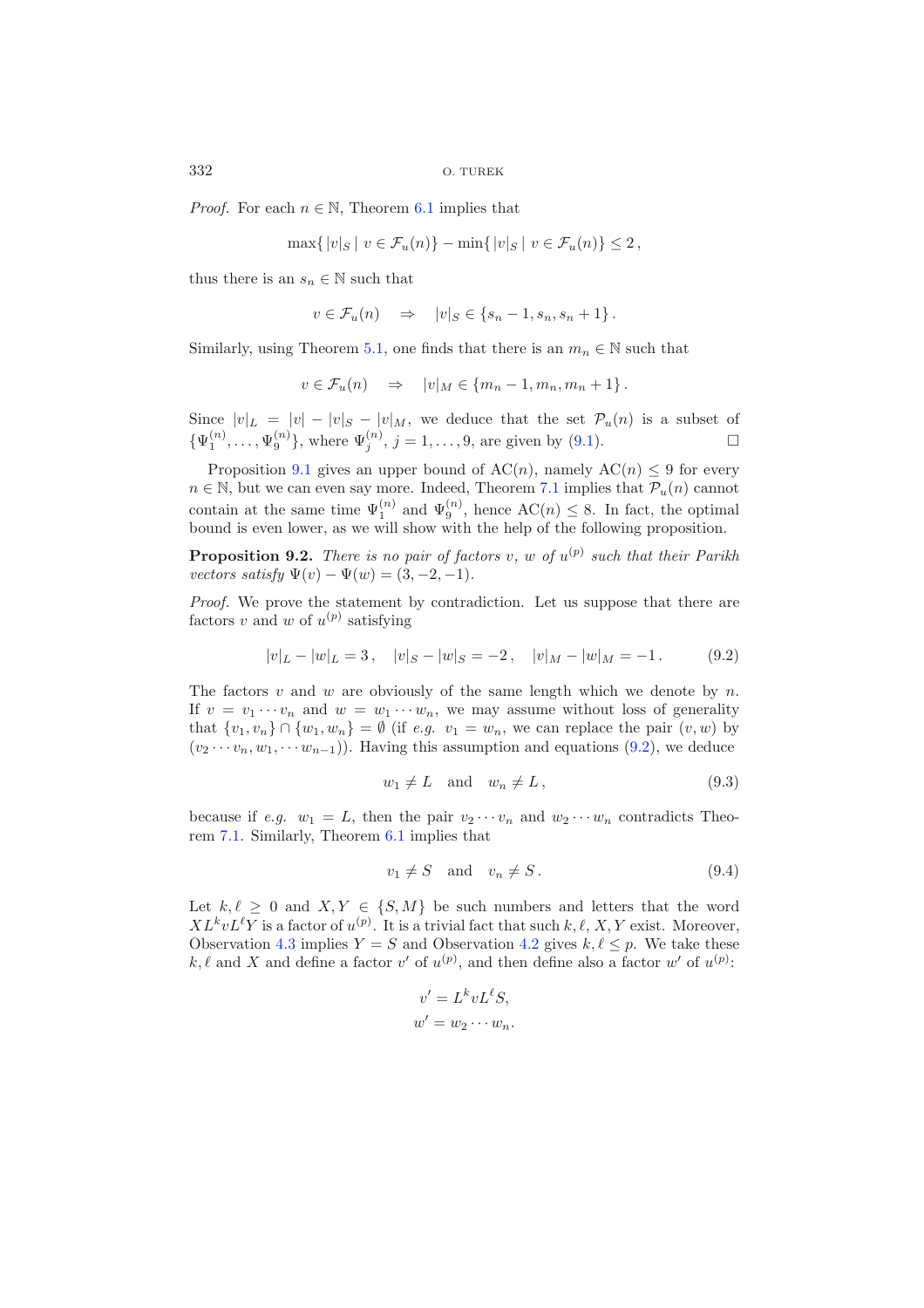*Proof.* For each $n \in \mathbb{N}$, Theorem 6.1 implies that

$$\max\{\, |v|_S \mid v \in \mathcal{F}_u(n)\} - \min\{\, |v|_S \mid v \in \mathcal{F}_u(n)\} \leq 2\,,$$

thus there is an $s_n \in \mathbb{N}$ such that

$$v \in \mathcal{F}_u(n) \quad \Rightarrow \quad |v|_S \in \{s_n - 1, s_n, s_n + 1\}\,.$$

Similarly, using Theorem 5.1, one finds that there is an $m_n \in \mathbb{N}$ such that

$$v \in \mathcal{F}_u(n) \quad \Rightarrow \quad |v|_M \in \{m_n - 1, m_n, m_n + 1\}\,.$$

Since $|v|_L = |v| - |v|_S - |v|_M$, we deduce that the set $\mathcal{P}_u(n)$ is a subset of $\{\Psi_1^{(n)}, \ldots, \Psi_9^{(n)}\}$, where $\Psi_j^{(n)}$, $j = 1, \ldots, 9$, are given by (9.1). $\square$

Proposition 9.1 gives an upper bound of $\mathrm{AC}(n)$, namely $\mathrm{AC}(n) \leq 9$ for every $n \in \mathbb{N}$, but we can even say more. Indeed, Theorem 7.1 implies that $\mathcal{P}_u(n)$ cannot contain at the same time $\Psi_1^{(n)}$ and $\Psi_9^{(n)}$, hence $\mathrm{AC}(n) \leq 8$. In fact, the optimal bound is even lower, as we will show with the help of the following proposition.

**Proposition 9.2.** *There is no pair of factors $v$, $w$ of $u^{(p)}$ such that their Parikh vectors satisfy $\Psi(v) - \Psi(w) = (3, -2, -1)$.*

*Proof.* We prove the statement by contradiction. Let us suppose that there are factors $v$ and $w$ of $u^{(p)}$ satisfying

$$|v|_L - |w|_L = 3\,, \quad |v|_S - |w|_S = -2\,, \quad |v|_M - |w|_M = -1\,. \tag{9.2}$$

The factors $v$ and $w$ are obviously of the same length which we denote by $n$. If $v = v_1 \cdots v_n$ and $w = w_1 \cdots w_n$, we may assume without loss of generality that $\{v_1, v_n\} \cap \{w_1, w_n\} = \emptyset$ (if *e.g.* $v_1 = w_n$, we can replace the pair $(v, w)$ by $(v_2 \cdots v_n, w_1, \cdots w_{n-1})$). Having this assumption and equations (9.2), we deduce

$$w_1 \neq L \quad \text{and} \quad w_n \neq L\,, \tag{9.3}$$

because if *e.g.* $w_1 = L$, then the pair $v_2 \cdots v_n$ and $w_2 \cdots w_n$ contradicts Theorem 7.1. Similarly, Theorem 6.1 implies that

$$v_1 \neq S \quad \text{and} \quad v_n \neq S\,. \tag{9.4}$$

Let $k, \ell \geq 0$ and $X, Y \in \{S, M\}$ be such numbers and letters that the word $XL^k vL^\ell Y$ is a factor of $u^{(p)}$. It is a trivial fact that such $k, \ell, X, Y$ exist. Moreover, Observation 4.3 implies $Y = S$ and Observation 4.2 gives $k, \ell \leq p$. We take these $k, \ell$ and $X$ and define a factor $v'$ of $u^{(p)}$, and then define also a factor $w'$ of $u^{(p)}$:

$$v' = L^k v L^\ell S,$$
$$w' = w_2 \cdots w_n.$$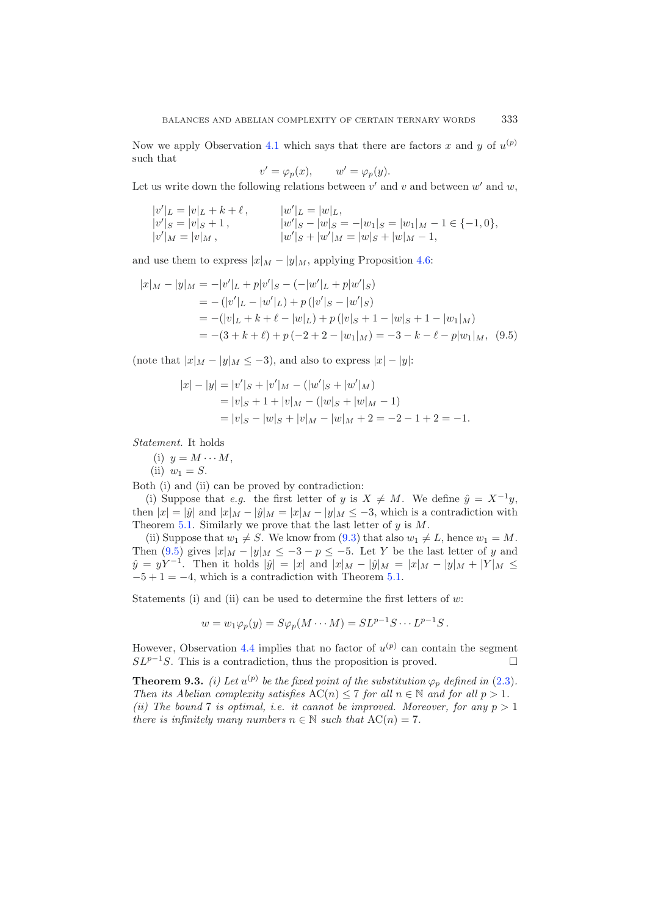Now we apply Observation 4.1 which says that there are factors $x$ and $y$ of $u^{(p)}$ such that

$$v' = \varphi_p(x), \qquad w' = \varphi_p(y).$$

Let us write down the following relations between $v'$ and $v$ and between $w'$ and $w$,

$$\begin{array}{ll} |v'|_L = |v|_L + k + \ell\,, & |w'|_L = |w|_L, \\ |v'|_S = |v|_S + 1\,, & |w'|_S - |w|_S = -|w_1|_S = |w_1|_M - 1 \in \{-1, 0\}, \\ |v'|_M = |v|_M\,, & |w'|_S + |w'|_M = |w|_S + |w|_M - 1, \end{array}$$

and use them to express $|x|_M - |y|_M$, applying Proposition 4.6:

$$\begin{aligned} |x|_M - |y|_M &= -|v'|_L + p|v'|_S - (-|w'|_L + p|w'|_S) \\ &= -\left(|v'|_L - |w'|_L\right) + p\left(|v'|_S - |w'|_S\right) \\ &= -(|v|_L + k + \ell - |w|_L) + p\left(|v|_S + 1 - |w|_S + 1 - |w_1|_M\right) \\ &= -(3 + k + \ell) + p\left(-2 + 2 - |w_1|_M\right) = -3 - k - \ell - p|w_1|_M, \quad (9.5) \end{aligned}$$

(note that $|x|_M - |y|_M \le -3$), and also to express $|x| - |y|$:

$$\begin{aligned} |x| - |y| &= |v'|_S + |v'|_M - (|w'|_S + |w'|_M) \\ &= |v|_S + 1 + |v|_M - (|w|_S + |w|_M - 1) \\ &= |v|_S - |w|_S + |v|_M - |w|_M + 2 = -2 - 1 + 2 = -1. \end{aligned}$$

*Statement.* It holds

(i) $y = M \cdots M$,
(ii) $w_1 = S$.

Both (i) and (ii) can be proved by contradiction:

(i) Suppose that *e.g.* the first letter of $y$ is $X \neq M$. We define $\hat{y} = X^{-1}y$, then $|x| = |\hat{y}|$ and $|x|_M - |\hat{y}|_M = |x|_M - |y|_M \le -3$, which is a contradiction with Theorem 5.1. Similarly we prove that the last letter of $y$ is $M$.

(ii) Suppose that $w_1 \neq S$. We know from (9.3) that also $w_1 \neq L$, hence $w_1 = M$. Then (9.5) gives $|x|_M - |y|_M \le -3 - p \le -5$. Let $Y$ be the last letter of $y$ and $\hat{y} = yY^{-1}$. Then it holds $|\hat{y}| = |x|$ and $|x|_M - |\hat{y}|_M = |x|_M - |y|_M + |Y|_M \le -5 + 1 = -4$, which is a contradiction with Theorem 5.1.

Statements (i) and (ii) can be used to determine the first letters of $w$:

$$w = w_1\varphi_p(y) = S\varphi_p(M \cdots M) = SL^{p-1}S \cdots L^{p-1}S\,.$$

However, Observation 4.4 implies that no factor of $u^{(p)}$ can contain the segment $SL^{p-1}S$. This is a contradiction, thus the proposition is proved. $\square$

**Theorem 9.3.** *(i) Let $u^{(p)}$ be the fixed point of the substitution $\varphi_p$ defined in (2.3). Then its Abelian complexity satisfies $\mathrm{AC}(n) \le 7$ for all $n \in \mathbb{N}$ and for all $p > 1$.*
*(ii) The bound 7 is optimal, i.e. it cannot be improved. Moreover, for any $p > 1$ there is infinitely many numbers $n \in \mathbb{N}$ such that $\mathrm{AC}(n) = 7$.*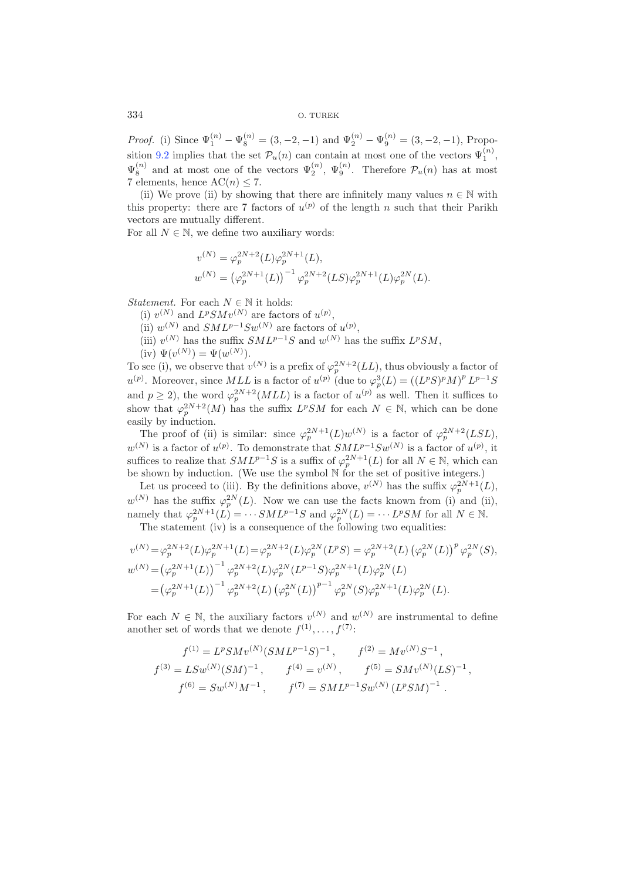*Proof.* (i) Since $\Psi_1^{(n)} - \Psi_8^{(n)} = (3, -2, -1)$ and $\Psi_2^{(n)} - \Psi_9^{(n)} = (3, -2, -1)$, Proposition 9.2 implies that the set $\mathcal{P}_u(n)$ can contain at most one of the vectors $\Psi_1^{(n)}$, $\Psi_8^{(n)}$ and at most one of the vectors $\Psi_2^{(n)}$, $\Psi_9^{(n)}$. Therefore $\mathcal{P}_u(n)$ has at most 7 elements, hence $\mathrm{AC}(n) \leq 7$.

(ii) We prove (ii) by showing that there are infinitely many values $n \in \mathbb{N}$ with this property: there are 7 factors of $u^{(p)}$ of the length $n$ such that their Parikh vectors are mutually different.

For all $N \in \mathbb{N}$, we define two auxiliary words:

$$v^{(N)} = \varphi_p^{2N+2}(L)\varphi_p^{2N+1}(L),$$
$$w^{(N)} = \left(\varphi_p^{2N+1}(L)\right)^{-1} \varphi_p^{2N+2}(LS)\varphi_p^{2N+1}(L)\varphi_p^{2N}(L).$$

*Statement.* For each $N \in \mathbb{N}$ it holds:

(i) $v^{(N)}$ and $L^pSMv^{(N)}$ are factors of $u^{(p)}$,

(ii) $w^{(N)}$ and $SML^{p-1}Sw^{(N)}$ are factors of $u^{(p)}$,

(iii) $v^{(N)}$ has the suffix $SML^{p-1}S$ and $w^{(N)}$ has the suffix $L^pSM$,

(iv) $\Psi(v^{(N)}) = \Psi(w^{(N)})$.

To see (i), we observe that $v^{(N)}$ is a prefix of $\varphi_p^{2N+2}(LL)$, thus obviously a factor of $u^{(p)}$. Moreover, since $MLL$ is a factor of $u^{(p)}$ (due to $\varphi_p^3(L) = ((L^pS)^pM)^p L^{p-1}S$ and $p \geq 2$), the word $\varphi_p^{2N+2}(MLL)$ is a factor of $u^{(p)}$ as well. Then it suffices to show that $\varphi_p^{2N+2}(M)$ has the suffix $L^pSM$ for each $N \in \mathbb{N}$, which can be done easily by induction.

The proof of (ii) is similar: since $\varphi_p^{2N+1}(L)w^{(N)}$ is a factor of $\varphi_p^{2N+2}(LSL)$, $w^{(N)}$ is a factor of $u^{(p)}$. To demonstrate that $SML^{p-1}Sw^{(N)}$ is a factor of $u^{(p)}$, it suffices to realize that $SML^{p-1}S$ is a suffix of $\varphi_p^{2N+1}(L)$ for all $N \in \mathbb{N}$, which can be shown by induction. (We use the symbol $\mathbb{N}$ for the set of positive integers.)

Let us proceed to (iii). By the definitions above, $v^{(N)}$ has the suffix $\varphi_p^{2N+1}(L)$, $w^{(N)}$ has the suffix $\varphi_p^{2N}(L)$. Now we can use the facts known from (i) and (ii), namely that $\varphi_p^{2N+1}(L) = \cdots SML^{p-1}S$ and $\varphi_p^{2N}(L) = \cdots L^pSM$ for all $N \in \mathbb{N}$.

The statement (iv) is a consequence of the following two equalities:

$$v^{(N)} = \varphi_p^{2N+2}(L)\varphi_p^{2N+1}(L) = \varphi_p^{2N+2}(L)\varphi_p^{2N}(L^pS) = \varphi_p^{2N+2}(L)\left(\varphi_p^{2N}(L)\right)^p \varphi_p^{2N}(S),$$
$$w^{(N)} = \left(\varphi_p^{2N+1}(L)\right)^{-1} \varphi_p^{2N+2}(L)\varphi_p^{2N}(L^{p-1}S)\varphi_p^{2N+1}(L)\varphi_p^{2N}(L)$$
$$= \left(\varphi_p^{2N+1}(L)\right)^{-1} \varphi_p^{2N+2}(L)\left(\varphi_p^{2N}(L)\right)^{p-1} \varphi_p^{2N}(S)\varphi_p^{2N+1}(L)\varphi_p^{2N}(L).$$

For each $N \in \mathbb{N}$, the auxiliary factors $v^{(N)}$ and $w^{(N)}$ are instrumental to define another set of words that we denote $f^{(1)}, \ldots, f^{(7)}$:

$$f^{(1)} = L^pSMv^{(N)}(SML^{p-1}S)^{-1}, \qquad f^{(2)} = Mv^{(N)}S^{-1},$$
$$f^{(3)} = LSw^{(N)}(SM)^{-1}, \qquad f^{(4)} = v^{(N)}, \qquad f^{(5)} = SMv^{(N)}(LS)^{-1},$$
$$f^{(6)} = Sw^{(N)}M^{-1}, \qquad f^{(7)} = SML^{p-1}Sw^{(N)}\left(L^pSM\right)^{-1}.$$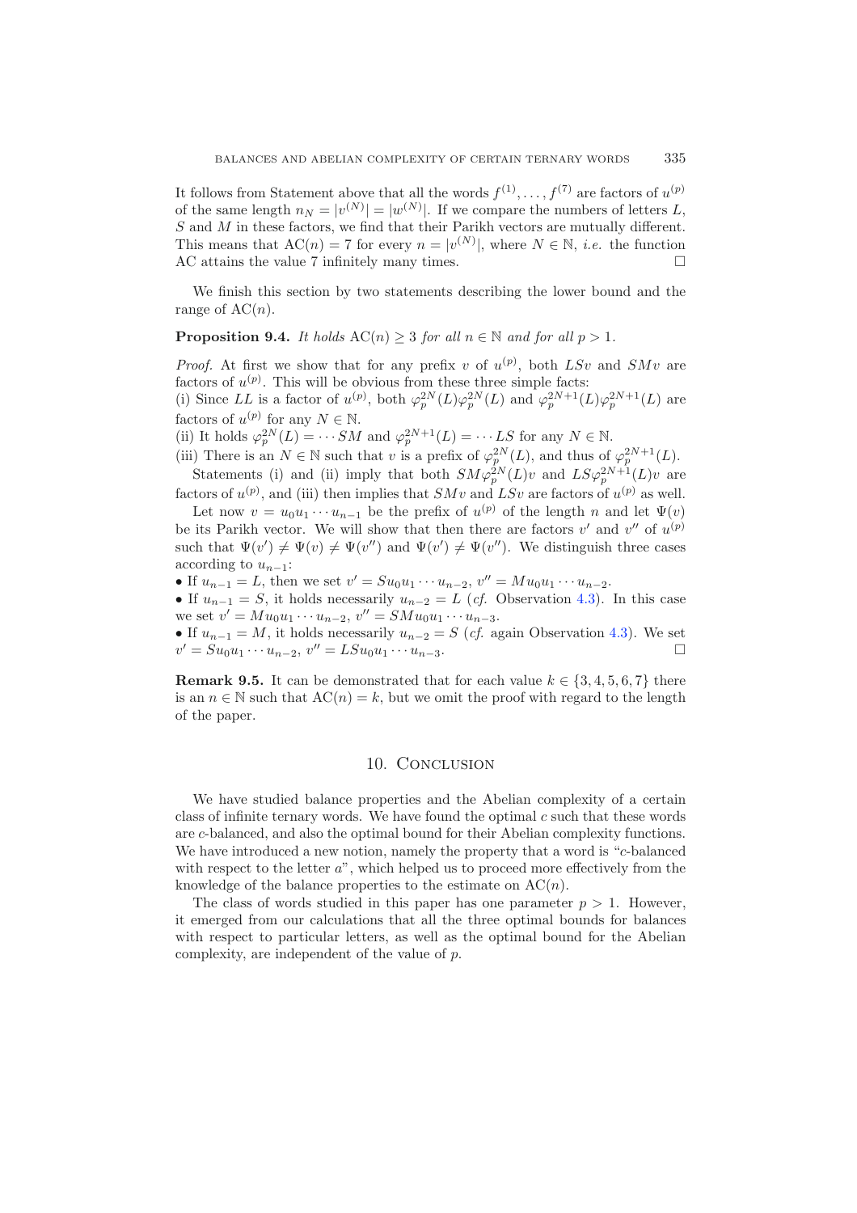It follows from Statement above that all the words $f^{(1)}, \dots, f^{(7)}$ are factors of $u^{(p)}$ of the same length $n_N = |v^{(N)}| = |w^{(N)}|$. If we compare the numbers of letters $L$, $S$ and $M$ in these factors, we find that their Parikh vectors are mutually different. This means that $\mathrm{AC}(n) = 7$ for every $n = |v^{(N)}|$, where $N \in \mathbb{N}$, *i.e.* the function AC attains the value 7 infinitely many times. □

We finish this section by two statements describing the lower bound and the range of $\mathrm{AC}(n)$.

**Proposition 9.4.** *It holds* $\mathrm{AC}(n) \geq 3$ *for all* $n \in \mathbb{N}$ *and for all* $p > 1$.

*Proof.* At first we show that for any prefix $v$ of $u^{(p)}$, both $LSv$ and $SMv$ are factors of $u^{(p)}$. This will be obvious from these three simple facts:
(i) Since $LL$ is a factor of $u^{(p)}$, both $\varphi_p^{2N}(L)\varphi_p^{2N}(L)$ and $\varphi_p^{2N+1}(L)\varphi_p^{2N+1}(L)$ are factors of $u^{(p)}$ for any $N \in \mathbb{N}$.
(ii) It holds $\varphi_p^{2N}(L) = \cdots SM$ and $\varphi_p^{2N+1}(L) = \cdots LS$ for any $N \in \mathbb{N}$.
(iii) There is an $N \in \mathbb{N}$ such that $v$ is a prefix of $\varphi_p^{2N}(L)$, and thus of $\varphi_p^{2N+1}(L)$.

Statements (i) and (ii) imply that both $SM\varphi_p^{2N}(L)v$ and $LS\varphi_p^{2N+1}(L)v$ are factors of $u^{(p)}$, and (iii) then implies that $SMv$ and $LSv$ are factors of $u^{(p)}$ as well.

Let now $v = u_0u_1 \cdots u_{n-1}$ be the prefix of $u^{(p)}$ of the length $n$ and let $\Psi(v)$ be its Parikh vector. We will show that then there are factors $v'$ and $v''$ of $u^{(p)}$ such that $\Psi(v') \neq \Psi(v) \neq \Psi(v'')$ and $\Psi(v') \neq \Psi(v'')$. We distinguish three cases according to $u_{n-1}$:

- If $u_{n-1} = L$, then we set $v' = Su_0u_1 \cdots u_{n-2}$, $v'' = Mu_0u_1 \cdots u_{n-2}$.
- If $u_{n-1} = S$, it holds necessarily $u_{n-2} = L$ (*cf.* Observation 4.3). In this case we set $v' = Mu_0u_1 \cdots u_{n-2}$, $v'' = SMu_0u_1 \cdots u_{n-3}$.
- If $u_{n-1} = M$, it holds necessarily $u_{n-2} = S$ (*cf.* again Observation 4.3). We set $v' = Su_0u_1 \cdots u_{n-2}$, $v'' = LSu_0u_1 \cdots u_{n-3}$. □

**Remark 9.5.** It can be demonstrated that for each value $k \in \{3, 4, 5, 6, 7\}$ there is an $n \in \mathbb{N}$ such that $\mathrm{AC}(n) = k$, but we omit the proof with regard to the length of the paper.

## 10. Conclusion

We have studied balance properties and the Abelian complexity of a certain class of infinite ternary words. We have found the optimal $c$ such that these words are $c$-balanced, and also the optimal bound for their Abelian complexity functions. We have introduced a new notion, namely the property that a word is "$c$-balanced with respect to the letter $a$", which helped us to proceed more effectively from the knowledge of the balance properties to the estimate on $\mathrm{AC}(n)$.

The class of words studied in this paper has one parameter $p > 1$. However, it emerged from our calculations that all the three optimal bounds for balances with respect to particular letters, as well as the optimal bound for the Abelian complexity, are independent of the value of $p$.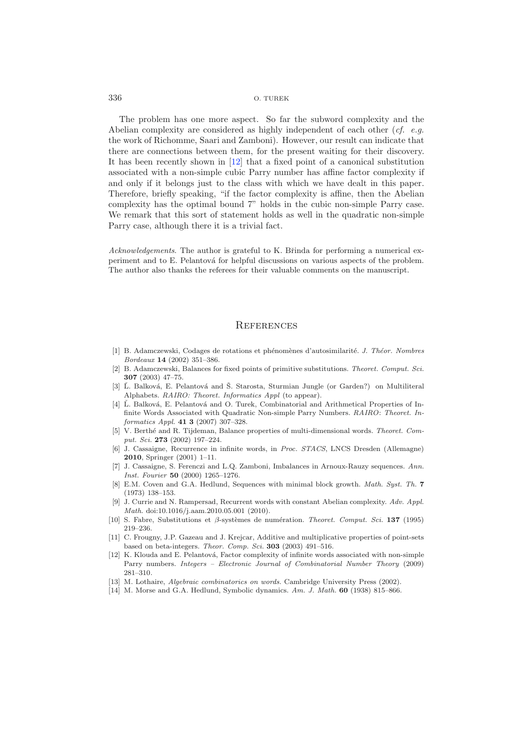The problem has one more aspect. So far the subword complexity and the Abelian complexity are considered as highly independent of each other (*cf. e.g.* the work of Richomme, Saari and Zamboni). However, our result can indicate that there are connections between them, for the present waiting for their discovery. It has been recently shown in [12] that a fixed point of a canonical substitution associated with a non-simple cubic Parry number has affine factor complexity if and only if it belongs just to the class with which we have dealt in this paper. Therefore, briefly speaking, "if the factor complexity is affine, then the Abelian complexity has the optimal bound 7" holds in the cubic non-simple Parry case. We remark that this sort of statement holds as well in the quadratic non-simple Parry case, although there it is a trivial fact.

*Acknowledgements*. The author is grateful to K. Břinda for performing a numerical experiment and to E. Pelantová for helpful discussions on various aspects of the problem. The author also thanks the referees for their valuable comments on the manuscript.

# References

[1] B. Adamczewski, Codages de rotations et phénomènes d'autosimilarité. *J. Théor. Nombres Bordeaux* **14** (2002) 351–386.

[2] B. Adamczewski, Balances for fixed points of primitive substitutions. *Theoret. Comput. Sci.* **307** (2003) 47–75.

[3] Ľ. Balková, E. Pelantová and Š. Starosta, Sturmian Jungle (or Garden?) on Multiliteral Alphabets. *RAIRO: Theoret. Informatics Appl* (to appear).

[4] Ľ. Balková, E. Pelantová and O. Turek, Combinatorial and Arithmetical Properties of Infinite Words Associated with Quadratic Non-simple Parry Numbers. *RAIRO*: *Theoret. Informatics Appl.* **41 3** (2007) 307–328.

[5] V. Berthé and R. Tijdeman, Balance properties of multi-dimensional words. *Theoret. Comput. Sci.* **273** (2002) 197–224.

[6] J. Cassaigne, Recurrence in infinite words, in *Proc. STACS*, LNCS Dresden (Allemagne) **2010**, Springer (2001) 1–11.

[7] J. Cassaigne, S. Ferenczi and L.Q. Zamboni, Imbalances in Arnoux-Rauzy sequences. *Ann. Inst. Fourier* **50** (2000) 1265–1276.

[8] E.M. Coven and G.A. Hedlund, Sequences with minimal block growth. *Math. Syst. Th.* **7** (1973) 138–153.

[9] J. Currie and N. Rampersad, Recurrent words with constant Abelian complexity. *Adv. Appl. Math.* doi:10.1016/j.aam.2010.05.001 (2010).

[10] S. Fabre, Substitutions et $\beta$-systèmes de numération. *Theoret. Comput. Sci.* **137** (1995) 219–236.

[11] C. Frougny, J.P. Gazeau and J. Krejcar, Additive and multiplicative properties of point-sets based on beta-integers. *Theor. Comp. Sci.* **303** (2003) 491–516.

[12] K. Klouda and E. Pelantová, Factor complexity of infinite words associated with non-simple Parry numbers. *Integers – Electronic Journal of Combinatorial Number Theory* (2009) 281–310.

[13] M. Lothaire, *Algebraic combinatorics on words*. Cambridge University Press (2002).

[14] M. Morse and G.A. Hedlund, Symbolic dynamics. *Am. J. Math.* **60** (1938) 815–866.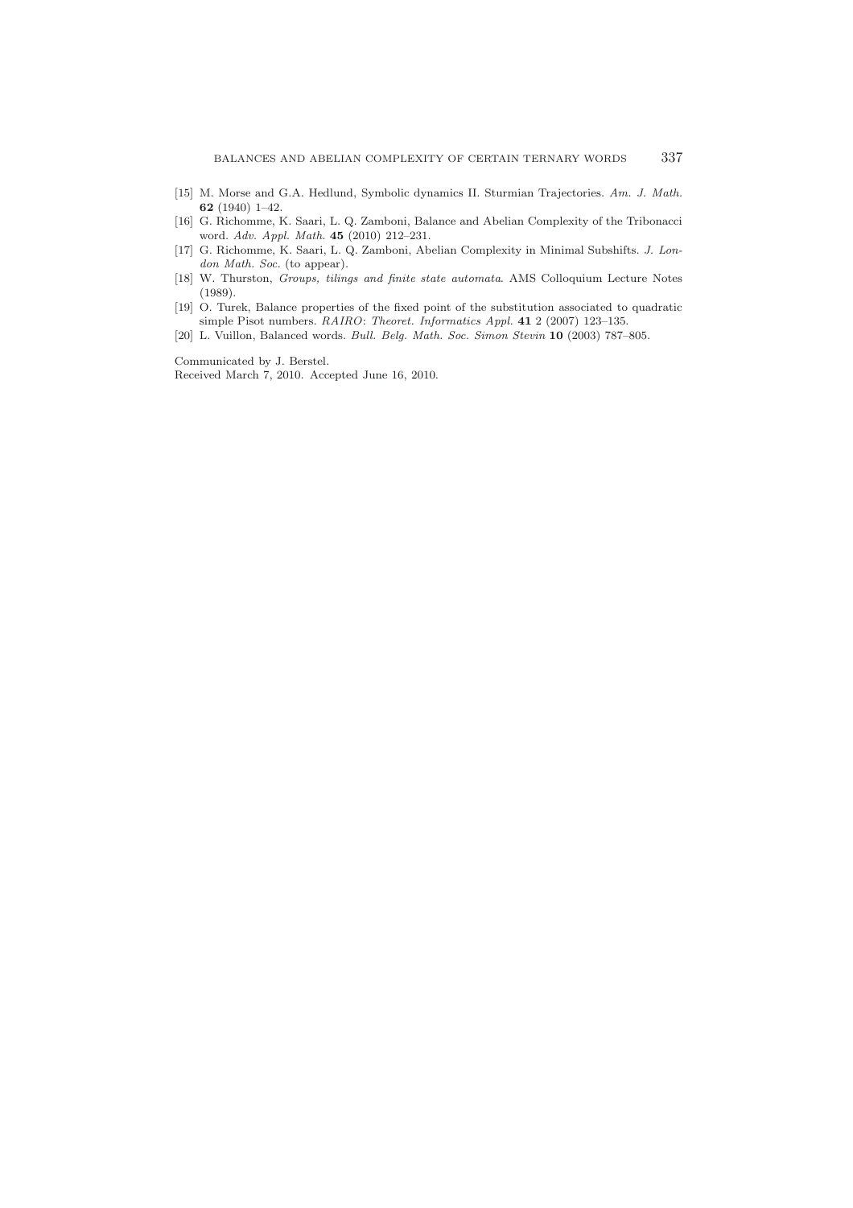[15] M. Morse and G.A. Hedlund, Symbolic dynamics II. Sturmian Trajectories. *Am. J. Math.* **62** (1940) 1–42.

[16] G. Richomme, K. Saari, L. Q. Zamboni, Balance and Abelian Complexity of the Tribonacci word. *Adv. Appl. Math.* **45** (2010) 212–231.

[17] G. Richomme, K. Saari, L. Q. Zamboni, Abelian Complexity in Minimal Subshifts. *J. London Math. Soc.* (to appear).

[18] W. Thurston, *Groups, tilings and finite state automata*. AMS Colloquium Lecture Notes (1989).

[19] O. Turek, Balance properties of the fixed point of the substitution associated to quadratic simple Pisot numbers. *RAIRO*: *Theoret. Informatics Appl.* **41** 2 (2007) 123–135.

[20] L. Vuillon, Balanced words. *Bull. Belg. Math. Soc. Simon Stevin* **10** (2003) 787–805.

Communicated by J. Berstel.

Received March 7, 2010. Accepted June 16, 2010.